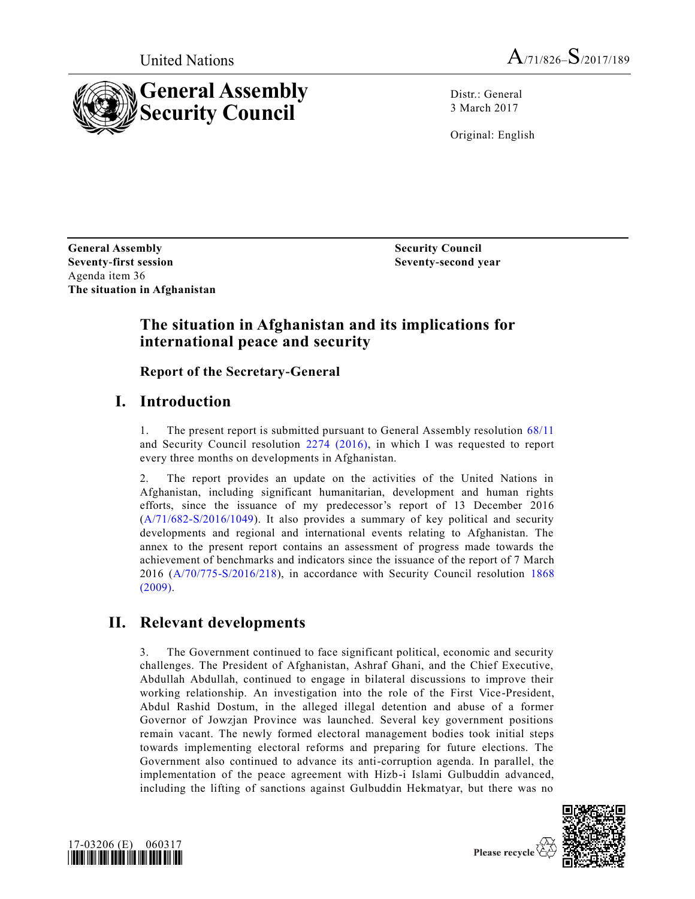United Nations A/71/826–S/2017/189

# General Assembly Security Council

Distr.: General
3 March 2017

Original: English

**General Assembly**
**Seventy-first session**
Agenda item 36
**The situation in Afghanistan**

**Security Council**
**Seventy-second year**

# The situation in Afghanistan and its implications for international peace and security

## Report of the Secretary-General

## I. Introduction

1. The present report is submitted pursuant to General Assembly resolution 68/11 and Security Council resolution 2274 (2016), in which I was requested to report every three months on developments in Afghanistan.

2. The report provides an update on the activities of the United Nations in Afghanistan, including significant humanitarian, development and human rights efforts, since the issuance of my predecessor's report of 13 December 2016 (A/71/682-S/2016/1049). It also provides a summary of key political and security developments and regional and international events relating to Afghanistan. The annex to the present report contains an assessment of progress made towards the achievement of benchmarks and indicators since the issuance of the report of 7 March 2016 (A/70/775-S/2016/218), in accordance with Security Council resolution 1868 (2009).

## II. Relevant developments

3. The Government continued to face significant political, economic and security challenges. The President of Afghanistan, Ashraf Ghani, and the Chief Executive, Abdullah Abdullah, continued to engage in bilateral discussions to improve their working relationship. An investigation into the role of the First Vice-President, Abdul Rashid Dostum, in the alleged illegal detention and abuse of a former Governor of Jowzjan Province was launched. Several key government positions remain vacant. The newly formed electoral management bodies took initial steps towards implementing electoral reforms and preparing for future elections. The Government also continued to advance its anti-corruption agenda. In parallel, the implementation of the peace agreement with Hizb-i Islami Gulbuddin advanced, including the lifting of sanctions against Gulbuddin Hekmatyar, but there was no

17-03206 (E) 060317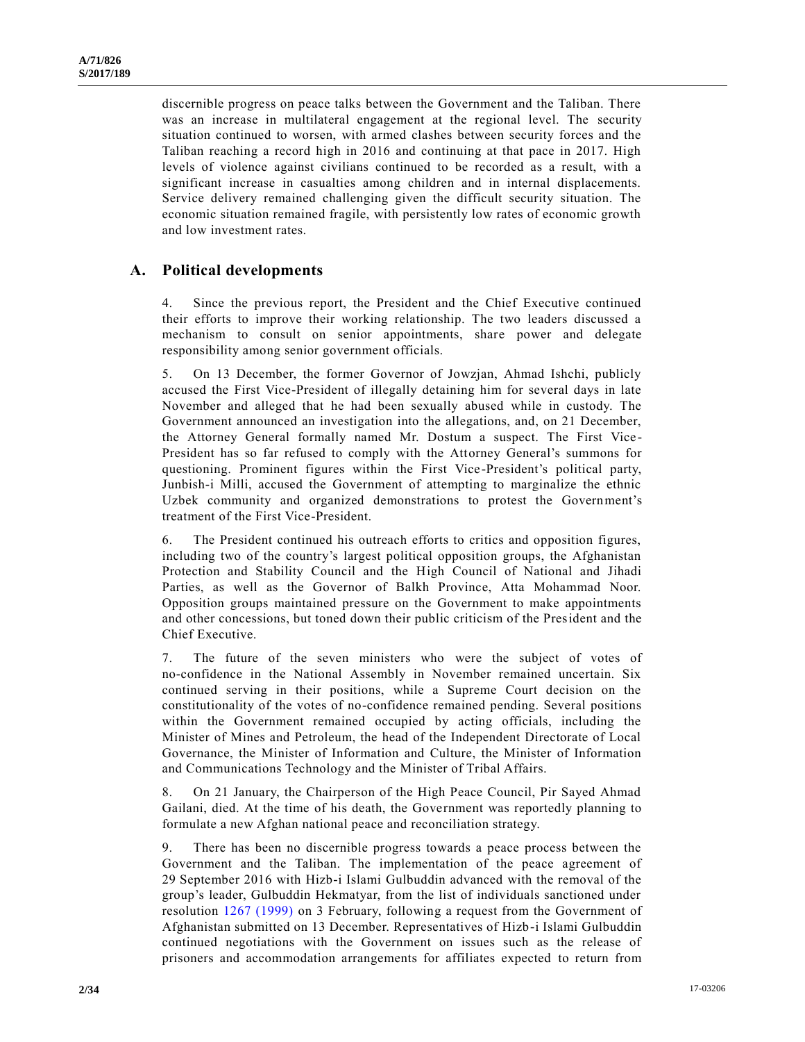discernible progress on peace talks between the Government and the Taliban. There was an increase in multilateral engagement at the regional level. The security situation continued to worsen, with armed clashes between security forces and the Taliban reaching a record high in 2016 and continuing at that pace in 2017. High levels of violence against civilians continued to be recorded as a result, with a significant increase in casualties among children and in internal displacements. Service delivery remained challenging given the difficult security situation. The economic situation remained fragile, with persistently low rates of economic growth and low investment rates.

## A. Political developments

4. Since the previous report, the President and the Chief Executive continued their efforts to improve their working relationship. The two leaders discussed a mechanism to consult on senior appointments, share power and delegate responsibility among senior government officials.

5. On 13 December, the former Governor of Jowzjan, Ahmad Ishchi, publicly accused the First Vice-President of illegally detaining him for several days in late November and alleged that he had been sexually abused while in custody. The Government announced an investigation into the allegations, and, on 21 December, the Attorney General formally named Mr. Dostum a suspect. The First Vice-President has so far refused to comply with the Attorney General's summons for questioning. Prominent figures within the First Vice-President's political party, Junbish-i Milli, accused the Government of attempting to marginalize the ethnic Uzbek community and organized demonstrations to protest the Government's treatment of the First Vice-President.

6. The President continued his outreach efforts to critics and opposition figures, including two of the country's largest political opposition groups, the Afghanistan Protection and Stability Council and the High Council of National and Jihadi Parties, as well as the Governor of Balkh Province, Atta Mohammad Noor. Opposition groups maintained pressure on the Government to make appointments and other concessions, but toned down their public criticism of the President and the Chief Executive.

7. The future of the seven ministers who were the subject of votes of no-confidence in the National Assembly in November remained uncertain. Six continued serving in their positions, while a Supreme Court decision on the constitutionality of the votes of no-confidence remained pending. Several positions within the Government remained occupied by acting officials, including the Minister of Mines and Petroleum, the head of the Independent Directorate of Local Governance, the Minister of Information and Culture, the Minister of Information and Communications Technology and the Minister of Tribal Affairs.

8. On 21 January, the Chairperson of the High Peace Council, Pir Sayed Ahmad Gailani, died. At the time of his death, the Government was reportedly planning to formulate a new Afghan national peace and reconciliation strategy.

9. There has been no discernible progress towards a peace process between the Government and the Taliban. The implementation of the peace agreement of 29 September 2016 with Hizb-i Islami Gulbuddin advanced with the removal of the group's leader, Gulbuddin Hekmatyar, from the list of individuals sanctioned under resolution 1267 (1999) on 3 February, following a request from the Government of Afghanistan submitted on 13 December. Representatives of Hizb-i Islami Gulbuddin continued negotiations with the Government on issues such as the release of prisoners and accommodation arrangements for affiliates expected to return from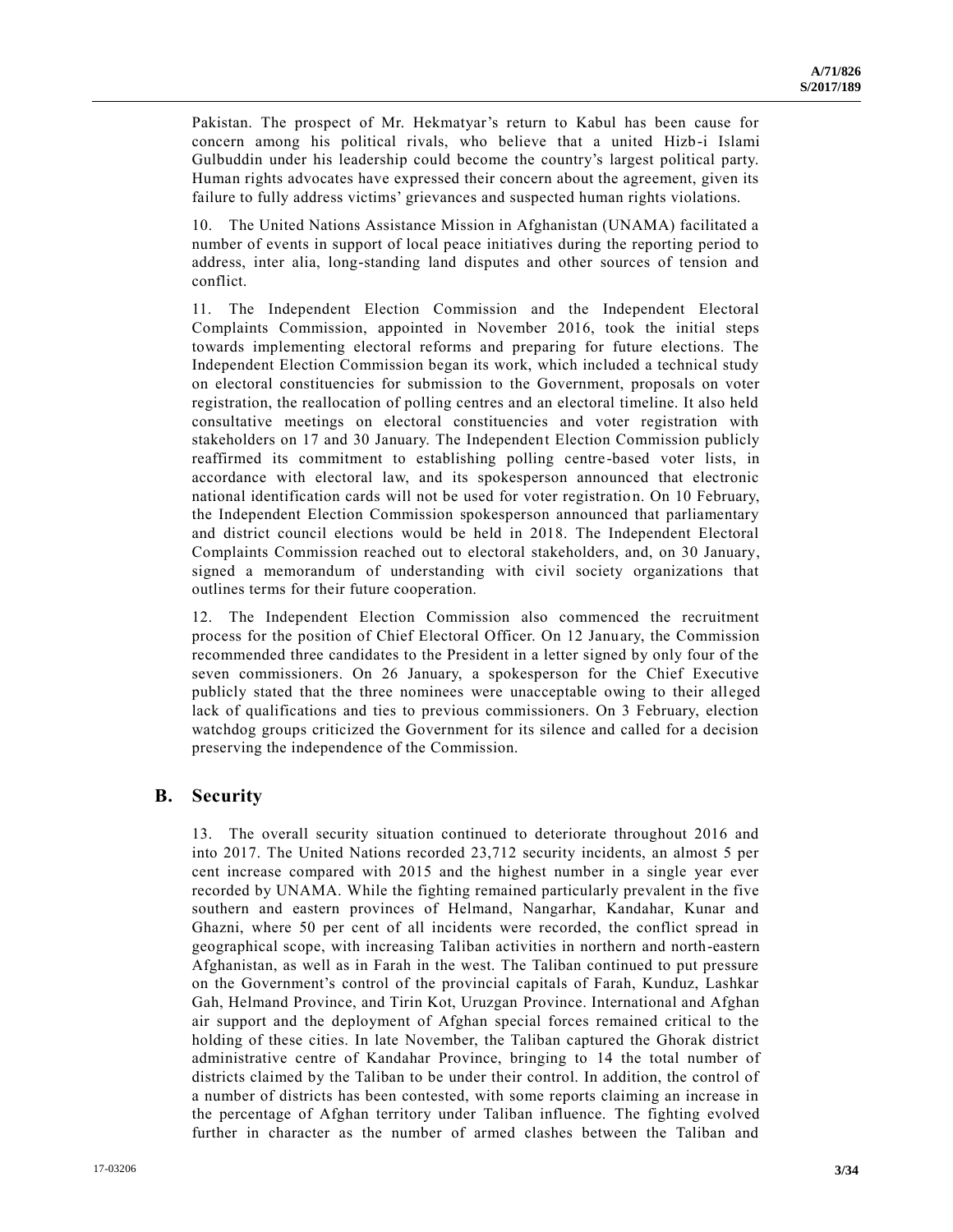Pakistan. The prospect of Mr. Hekmatyar's return to Kabul has been cause for concern among his political rivals, who believe that a united Hizb-i Islami Gulbuddin under his leadership could become the country's largest political party. Human rights advocates have expressed their concern about the agreement, given its failure to fully address victims' grievances and suspected human rights violations.

10. The United Nations Assistance Mission in Afghanistan (UNAMA) facilitated a number of events in support of local peace initiatives during the reporting period to address, inter alia, long-standing land disputes and other sources of tension and conflict.

11. The Independent Election Commission and the Independent Electoral Complaints Commission, appointed in November 2016, took the initial steps towards implementing electoral reforms and preparing for future elections. The Independent Election Commission began its work, which included a technical study on electoral constituencies for submission to the Government, proposals on voter registration, the reallocation of polling centres and an electoral timeline. It also held consultative meetings on electoral constituencies and voter registration with stakeholders on 17 and 30 January. The Independent Election Commission publicly reaffirmed its commitment to establishing polling centre-based voter lists, in accordance with electoral law, and its spokesperson announced that electronic national identification cards will not be used for voter registration. On 10 February, the Independent Election Commission spokesperson announced that parliamentary and district council elections would be held in 2018. The Independent Electoral Complaints Commission reached out to electoral stakeholders, and, on 30 January, signed a memorandum of understanding with civil society organizations that outlines terms for their future cooperation.

12. The Independent Election Commission also commenced the recruitment process for the position of Chief Electoral Officer. On 12 January, the Commission recommended three candidates to the President in a letter signed by only four of the seven commissioners. On 26 January, a spokesperson for the Chief Executive publicly stated that the three nominees were unacceptable owing to their alleged lack of qualifications and ties to previous commissioners. On 3 February, election watchdog groups criticized the Government for its silence and called for a decision preserving the independence of the Commission.

## B. Security

13. The overall security situation continued to deteriorate throughout 2016 and into 2017. The United Nations recorded 23,712 security incidents, an almost 5 per cent increase compared with 2015 and the highest number in a single year ever recorded by UNAMA. While the fighting remained particularly prevalent in the five southern and eastern provinces of Helmand, Nangarhar, Kandahar, Kunar and Ghazni, where 50 per cent of all incidents were recorded, the conflict spread in geographical scope, with increasing Taliban activities in northern and north-eastern Afghanistan, as well as in Farah in the west. The Taliban continued to put pressure on the Government's control of the provincial capitals of Farah, Kunduz, Lashkar Gah, Helmand Province, and Tirin Kot, Uruzgan Province. International and Afghan air support and the deployment of Afghan special forces remained critical to the holding of these cities. In late November, the Taliban captured the Ghorak district administrative centre of Kandahar Province, bringing to 14 the total number of districts claimed by the Taliban to be under their control. In addition, the control of a number of districts has been contested, with some reports claiming an increase in the percentage of Afghan territory under Taliban influence. The fighting evolved further in character as the number of armed clashes between the Taliban and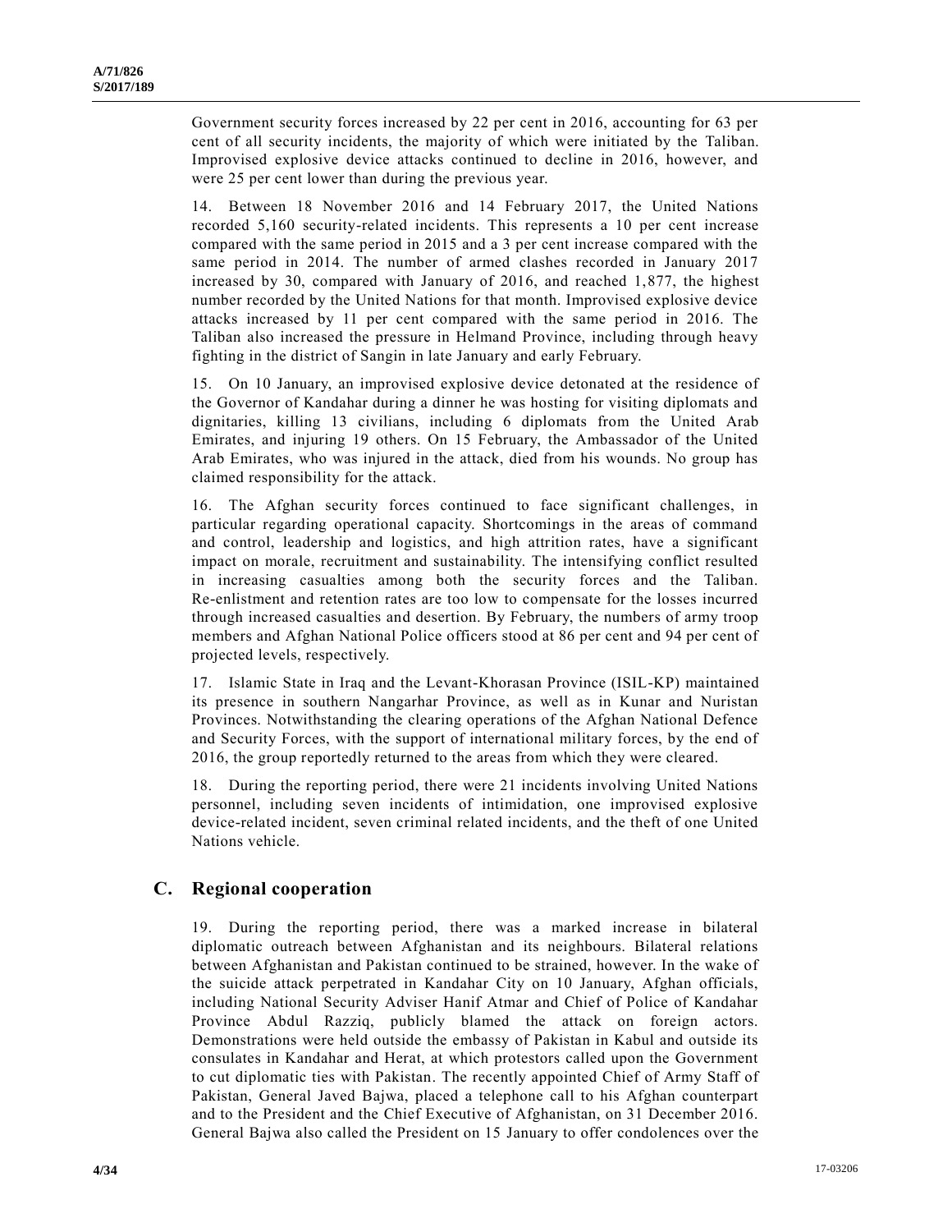Government security forces increased by 22 per cent in 2016, accounting for 63 per cent of all security incidents, the majority of which were initiated by the Taliban. Improvised explosive device attacks continued to decline in 2016, however, and were 25 per cent lower than during the previous year.

14. Between 18 November 2016 and 14 February 2017, the United Nations recorded 5,160 security-related incidents. This represents a 10 per cent increase compared with the same period in 2015 and a 3 per cent increase compared with the same period in 2014. The number of armed clashes recorded in January 2017 increased by 30, compared with January of 2016, and reached 1,877, the highest number recorded by the United Nations for that month. Improvised explosive device attacks increased by 11 per cent compared with the same period in 2016. The Taliban also increased the pressure in Helmand Province, including through heavy fighting in the district of Sangin in late January and early February.

15. On 10 January, an improvised explosive device detonated at the residence of the Governor of Kandahar during a dinner he was hosting for visiting diplomats and dignitaries, killing 13 civilians, including 6 diplomats from the United Arab Emirates, and injuring 19 others. On 15 February, the Ambassador of the United Arab Emirates, who was injured in the attack, died from his wounds. No group has claimed responsibility for the attack.

16. The Afghan security forces continued to face significant challenges, in particular regarding operational capacity. Shortcomings in the areas of command and control, leadership and logistics, and high attrition rates, have a significant impact on morale, recruitment and sustainability. The intensifying conflict resulted in increasing casualties among both the security forces and the Taliban. Re-enlistment and retention rates are too low to compensate for the losses incurred through increased casualties and desertion. By February, the numbers of army troop members and Afghan National Police officers stood at 86 per cent and 94 per cent of projected levels, respectively.

17. Islamic State in Iraq and the Levant-Khorasan Province (ISIL-KP) maintained its presence in southern Nangarhar Province, as well as in Kunar and Nuristan Provinces. Notwithstanding the clearing operations of the Afghan National Defence and Security Forces, with the support of international military forces, by the end of 2016, the group reportedly returned to the areas from which they were cleared.

18. During the reporting period, there were 21 incidents involving United Nations personnel, including seven incidents of intimidation, one improvised explosive device-related incident, seven criminal related incidents, and the theft of one United Nations vehicle.

## C. Regional cooperation

19. During the reporting period, there was a marked increase in bilateral diplomatic outreach between Afghanistan and its neighbours. Bilateral relations between Afghanistan and Pakistan continued to be strained, however. In the wake of the suicide attack perpetrated in Kandahar City on 10 January, Afghan officials, including National Security Adviser Hanif Atmar and Chief of Police of Kandahar Province Abdul Razziq, publicly blamed the attack on foreign actors. Demonstrations were held outside the embassy of Pakistan in Kabul and outside its consulates in Kandahar and Herat, at which protestors called upon the Government to cut diplomatic ties with Pakistan. The recently appointed Chief of Army Staff of Pakistan, General Javed Bajwa, placed a telephone call to his Afghan counterpart and to the President and the Chief Executive of Afghanistan, on 31 December 2016. General Bajwa also called the President on 15 January to offer condolences over the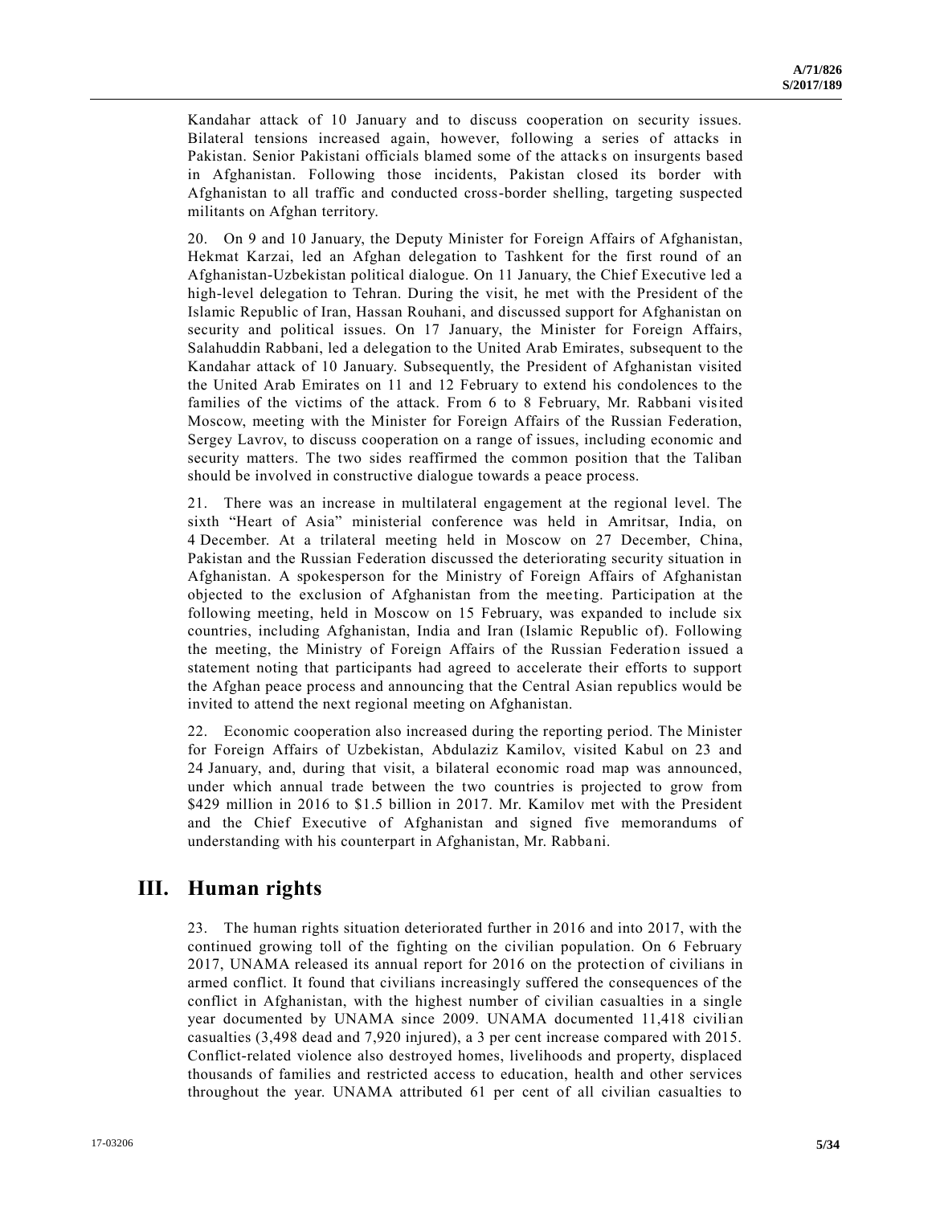Kandahar attack of 10 January and to discuss cooperation on security issues. Bilateral tensions increased again, however, following a series of attacks in Pakistan. Senior Pakistani officials blamed some of the attacks on insurgents based in Afghanistan. Following those incidents, Pakistan closed its border with Afghanistan to all traffic and conducted cross-border shelling, targeting suspected militants on Afghan territory.

20. On 9 and 10 January, the Deputy Minister for Foreign Affairs of Afghanistan, Hekmat Karzai, led an Afghan delegation to Tashkent for the first round of an Afghanistan-Uzbekistan political dialogue. On 11 January, the Chief Executive led a high-level delegation to Tehran. During the visit, he met with the President of the Islamic Republic of Iran, Hassan Rouhani, and discussed support for Afghanistan on security and political issues. On 17 January, the Minister for Foreign Affairs, Salahuddin Rabbani, led a delegation to the United Arab Emirates, subsequent to the Kandahar attack of 10 January. Subsequently, the President of Afghanistan visited the United Arab Emirates on 11 and 12 February to extend his condolences to the families of the victims of the attack. From 6 to 8 February, Mr. Rabbani visited Moscow, meeting with the Minister for Foreign Affairs of the Russian Federation, Sergey Lavrov, to discuss cooperation on a range of issues, including economic and security matters. The two sides reaffirmed the common position that the Taliban should be involved in constructive dialogue towards a peace process.

21. There was an increase in multilateral engagement at the regional level. The sixth "Heart of Asia" ministerial conference was held in Amritsar, India, on 4 December. At a trilateral meeting held in Moscow on 27 December, China, Pakistan and the Russian Federation discussed the deteriorating security situation in Afghanistan. A spokesperson for the Ministry of Foreign Affairs of Afghanistan objected to the exclusion of Afghanistan from the meeting. Participation at the following meeting, held in Moscow on 15 February, was expanded to include six countries, including Afghanistan, India and Iran (Islamic Republic of). Following the meeting, the Ministry of Foreign Affairs of the Russian Federation issued a statement noting that participants had agreed to accelerate their efforts to support the Afghan peace process and announcing that the Central Asian republics would be invited to attend the next regional meeting on Afghanistan.

22. Economic cooperation also increased during the reporting period. The Minister for Foreign Affairs of Uzbekistan, Abdulaziz Kamilov, visited Kabul on 23 and 24 January, and, during that visit, a bilateral economic road map was announced, under which annual trade between the two countries is projected to grow from $429 million in 2016 to $1.5 billion in 2017. Mr. Kamilov met with the President and the Chief Executive of Afghanistan and signed five memorandums of understanding with his counterpart in Afghanistan, Mr. Rabbani.

# III. Human rights

23. The human rights situation deteriorated further in 2016 and into 2017, with the continued growing toll of the fighting on the civilian population. On 6 February 2017, UNAMA released its annual report for 2016 on the protection of civilians in armed conflict. It found that civilians increasingly suffered the consequences of the conflict in Afghanistan, with the highest number of civilian casualties in a single year documented by UNAMA since 2009. UNAMA documented 11,418 civilian casualties (3,498 dead and 7,920 injured), a 3 per cent increase compared with 2015. Conflict-related violence also destroyed homes, livelihoods and property, displaced thousands of families and restricted access to education, health and other services throughout the year. UNAMA attributed 61 per cent of all civilian casualties to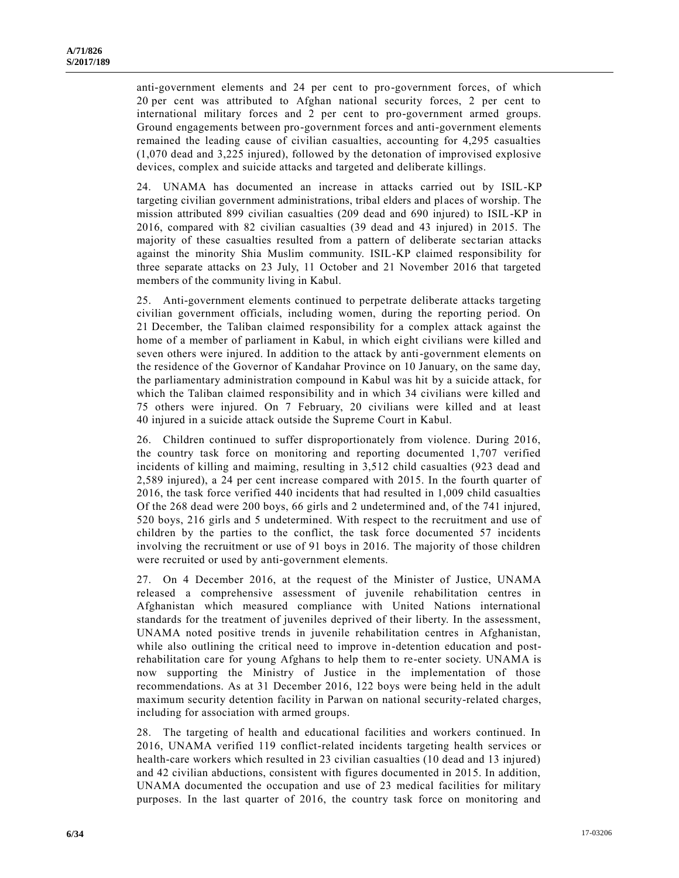anti-government elements and 24 per cent to pro-government forces, of which 20 per cent was attributed to Afghan national security forces, 2 per cent to international military forces and 2 per cent to pro-government armed groups. Ground engagements between pro-government forces and anti-government elements remained the leading cause of civilian casualties, accounting for 4,295 casualties (1,070 dead and 3,225 injured), followed by the detonation of improvised explosive devices, complex and suicide attacks and targeted and deliberate killings.

24. UNAMA has documented an increase in attacks carried out by ISIL-KP targeting civilian government administrations, tribal elders and places of worship. The mission attributed 899 civilian casualties (209 dead and 690 injured) to ISIL-KP in 2016, compared with 82 civilian casualties (39 dead and 43 injured) in 2015. The majority of these casualties resulted from a pattern of deliberate sectarian attacks against the minority Shia Muslim community. ISIL-KP claimed responsibility for three separate attacks on 23 July, 11 October and 21 November 2016 that targeted members of the community living in Kabul.

25. Anti-government elements continued to perpetrate deliberate attacks targeting civilian government officials, including women, during the reporting period. On 21 December, the Taliban claimed responsibility for a complex attack against the home of a member of parliament in Kabul, in which eight civilians were killed and seven others were injured. In addition to the attack by anti-government elements on the residence of the Governor of Kandahar Province on 10 January, on the same day, the parliamentary administration compound in Kabul was hit by a suicide attack, for which the Taliban claimed responsibility and in which 34 civilians were killed and 75 others were injured. On 7 February, 20 civilians were killed and at least 40 injured in a suicide attack outside the Supreme Court in Kabul.

26. Children continued to suffer disproportionately from violence. During 2016, the country task force on monitoring and reporting documented 1,707 verified incidents of killing and maiming, resulting in 3,512 child casualties (923 dead and 2,589 injured), a 24 per cent increase compared with 2015. In the fourth quarter of 2016, the task force verified 440 incidents that had resulted in 1,009 child casualties Of the 268 dead were 200 boys, 66 girls and 2 undetermined and, of the 741 injured, 520 boys, 216 girls and 5 undetermined. With respect to the recruitment and use of children by the parties to the conflict, the task force documented 57 incidents involving the recruitment or use of 91 boys in 2016. The majority of those children were recruited or used by anti-government elements.

27. On 4 December 2016, at the request of the Minister of Justice, UNAMA released a comprehensive assessment of juvenile rehabilitation centres in Afghanistan which measured compliance with United Nations international standards for the treatment of juveniles deprived of their liberty. In the assessment, UNAMA noted positive trends in juvenile rehabilitation centres in Afghanistan, while also outlining the critical need to improve in-detention education and post-rehabilitation care for young Afghans to help them to re-enter society. UNAMA is now supporting the Ministry of Justice in the implementation of those recommendations. As at 31 December 2016, 122 boys were being held in the adult maximum security detention facility in Parwan on national security-related charges, including for association with armed groups.

28. The targeting of health and educational facilities and workers continued. In 2016, UNAMA verified 119 conflict-related incidents targeting health services or health-care workers which resulted in 23 civilian casualties (10 dead and 13 injured) and 42 civilian abductions, consistent with figures documented in 2015. In addition, UNAMA documented the occupation and use of 23 medical facilities for military purposes. In the last quarter of 2016, the country task force on monitoring and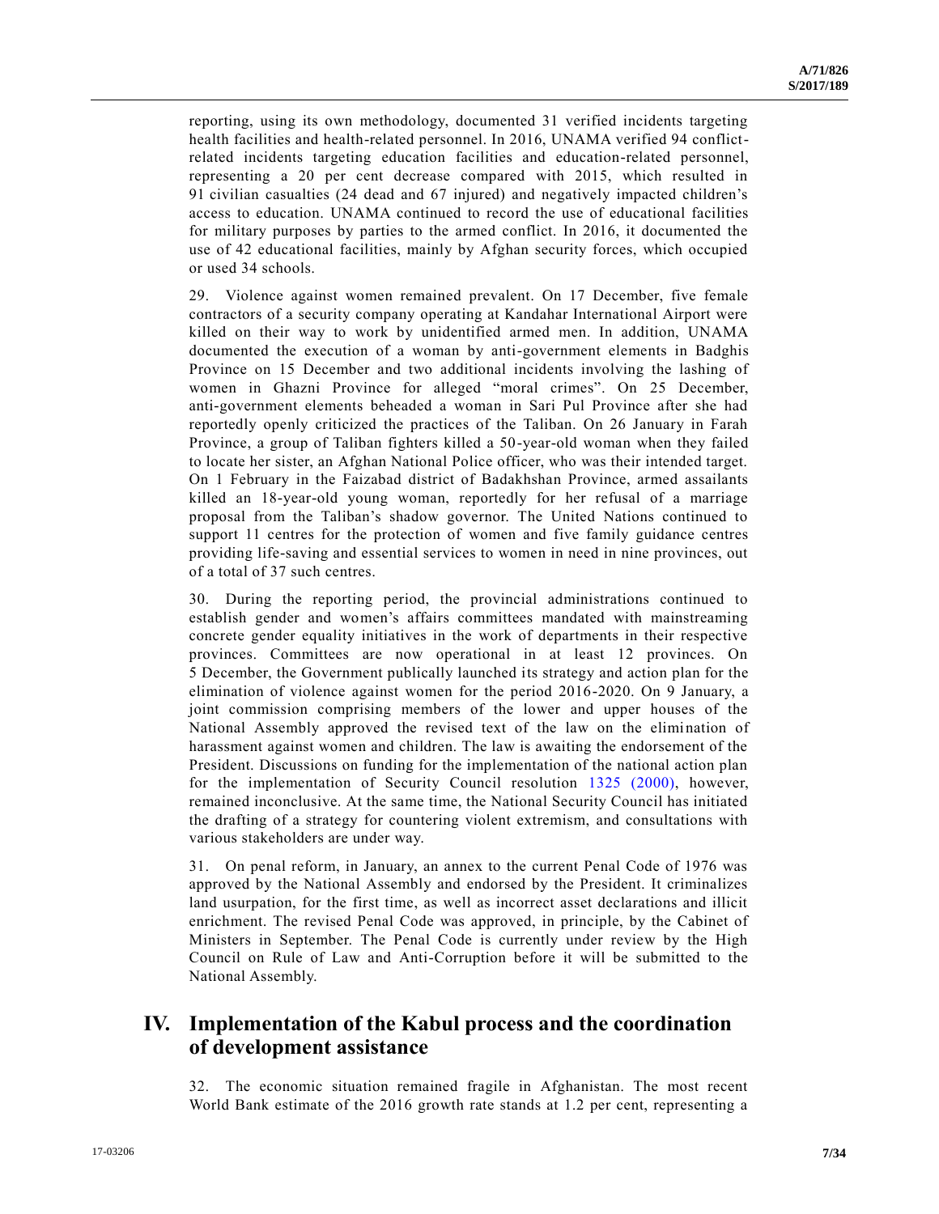reporting, using its own methodology, documented 31 verified incidents targeting health facilities and health-related personnel. In 2016, UNAMA verified 94 conflict-related incidents targeting education facilities and education-related personnel, representing a 20 per cent decrease compared with 2015, which resulted in 91 civilian casualties (24 dead and 67 injured) and negatively impacted children's access to education. UNAMA continued to record the use of educational facilities for military purposes by parties to the armed conflict. In 2016, it documented the use of 42 educational facilities, mainly by Afghan security forces, which occupied or used 34 schools.

29. Violence against women remained prevalent. On 17 December, five female contractors of a security company operating at Kandahar International Airport were killed on their way to work by unidentified armed men. In addition, UNAMA documented the execution of a woman by anti-government elements in Badghis Province on 15 December and two additional incidents involving the lashing of women in Ghazni Province for alleged "moral crimes". On 25 December, anti-government elements beheaded a woman in Sari Pul Province after she had reportedly openly criticized the practices of the Taliban. On 26 January in Farah Province, a group of Taliban fighters killed a 50-year-old woman when they failed to locate her sister, an Afghan National Police officer, who was their intended target. On 1 February in the Faizabad district of Badakhshan Province, armed assailants killed an 18-year-old young woman, reportedly for her refusal of a marriage proposal from the Taliban's shadow governor. The United Nations continued to support 11 centres for the protection of women and five family guidance centres providing life-saving and essential services to women in need in nine provinces, out of a total of 37 such centres.

30. During the reporting period, the provincial administrations continued to establish gender and women's affairs committees mandated with mainstreaming concrete gender equality initiatives in the work of departments in their respective provinces. Committees are now operational in at least 12 provinces. On 5 December, the Government publically launched its strategy and action plan for the elimination of violence against women for the period 2016-2020. On 9 January, a joint commission comprising members of the lower and upper houses of the National Assembly approved the revised text of the law on the elimination of harassment against women and children. The law is awaiting the endorsement of the President. Discussions on funding for the implementation of the national action plan for the implementation of Security Council resolution 1325 (2000), however, remained inconclusive. At the same time, the National Security Council has initiated the drafting of a strategy for countering violent extremism, and consultations with various stakeholders are under way.

31. On penal reform, in January, an annex to the current Penal Code of 1976 was approved by the National Assembly and endorsed by the President. It criminalizes land usurpation, for the first time, as well as incorrect asset declarations and illicit enrichment. The revised Penal Code was approved, in principle, by the Cabinet of Ministers in September. The Penal Code is currently under review by the High Council on Rule of Law and Anti-Corruption before it will be submitted to the National Assembly.

# IV. Implementation of the Kabul process and the coordination of development assistance

32. The economic situation remained fragile in Afghanistan. The most recent World Bank estimate of the 2016 growth rate stands at 1.2 per cent, representing a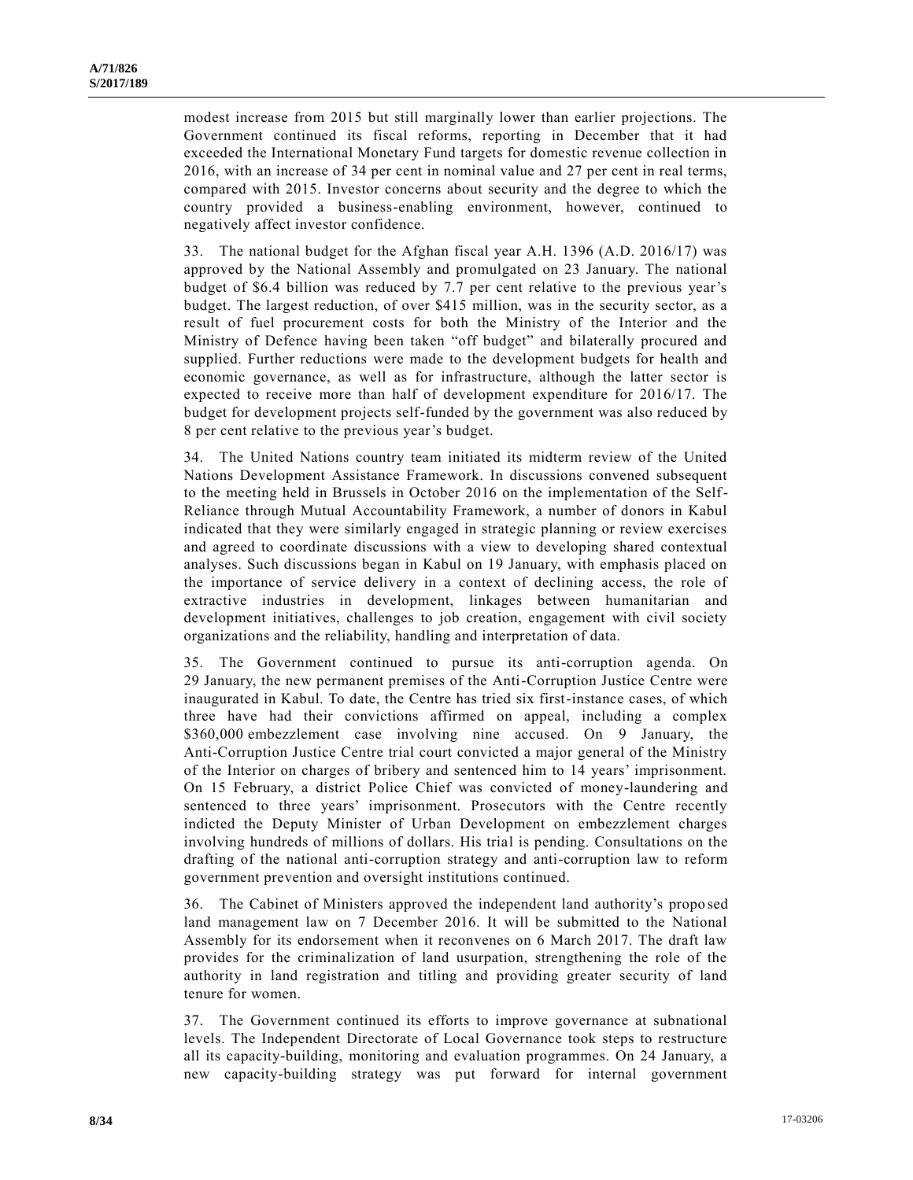modest increase from 2015 but still marginally lower than earlier projections. The Government continued its fiscal reforms, reporting in December that it had exceeded the International Monetary Fund targets for domestic revenue collection in 2016, with an increase of 34 per cent in nominal value and 27 per cent in real terms, compared with 2015. Investor concerns about security and the degree to which the country provided a business-enabling environment, however, continued to negatively affect investor confidence.

33. The national budget for the Afghan fiscal year A.H. 1396 (A.D. 2016/17) was approved by the National Assembly and promulgated on 23 January. The national budget of $6.4 billion was reduced by 7.7 per cent relative to the previous year's budget. The largest reduction, of over $415 million, was in the security sector, as a result of fuel procurement costs for both the Ministry of the Interior and the Ministry of Defence having been taken "off budget" and bilaterally procured and supplied. Further reductions were made to the development budgets for health and economic governance, as well as for infrastructure, although the latter sector is expected to receive more than half of development expenditure for 2016/17. The budget for development projects self-funded by the government was also reduced by 8 per cent relative to the previous year's budget.

34. The United Nations country team initiated its midterm review of the United Nations Development Assistance Framework. In discussions convened subsequent to the meeting held in Brussels in October 2016 on the implementation of the Self-Reliance through Mutual Accountability Framework, a number of donors in Kabul indicated that they were similarly engaged in strategic planning or review exercises and agreed to coordinate discussions with a view to developing shared contextual analyses. Such discussions began in Kabul on 19 January, with emphasis placed on the importance of service delivery in a context of declining access, the role of extractive industries in development, linkages between humanitarian and development initiatives, challenges to job creation, engagement with civil society organizations and the reliability, handling and interpretation of data.

35. The Government continued to pursue its anti-corruption agenda. On 29 January, the new permanent premises of the Anti-Corruption Justice Centre were inaugurated in Kabul. To date, the Centre has tried six first-instance cases, of which three have had their convictions affirmed on appeal, including a complex $360,000 embezzlement case involving nine accused. On 9 January, the Anti-Corruption Justice Centre trial court convicted a major general of the Ministry of the Interior on charges of bribery and sentenced him to 14 years' imprisonment. On 15 February, a district Police Chief was convicted of money-laundering and sentenced to three years' imprisonment. Prosecutors with the Centre recently indicted the Deputy Minister of Urban Development on embezzlement charges involving hundreds of millions of dollars. His trial is pending. Consultations on the drafting of the national anti-corruption strategy and anti-corruption law to reform government prevention and oversight institutions continued.

36. The Cabinet of Ministers approved the independent land authority's proposed land management law on 7 December 2016. It will be submitted to the National Assembly for its endorsement when it reconvenes on 6 March 2017. The draft law provides for the criminalization of land usurpation, strengthening the role of the authority in land registration and titling and providing greater security of land tenure for women.

37. The Government continued its efforts to improve governance at subnational levels. The Independent Directorate of Local Governance took steps to restructure all its capacity-building, monitoring and evaluation programmes. On 24 January, a new capacity-building strategy was put forward for internal government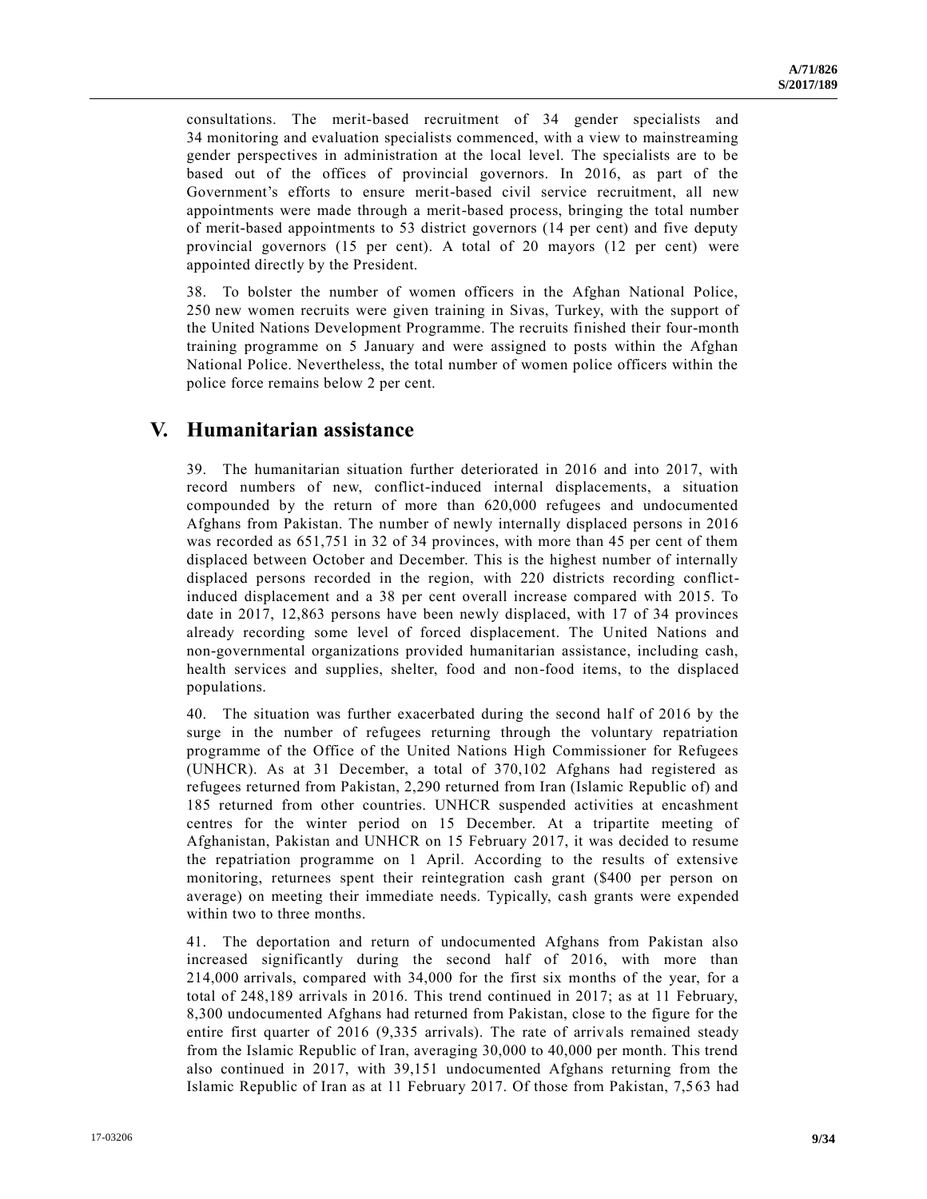consultations. The merit-based recruitment of 34 gender specialists and 34 monitoring and evaluation specialists commenced, with a view to mainstreaming gender perspectives in administration at the local level. The specialists are to be based out of the offices of provincial governors. In 2016, as part of the Government's efforts to ensure merit-based civil service recruitment, all new appointments were made through a merit-based process, bringing the total number of merit-based appointments to 53 district governors (14 per cent) and five deputy provincial governors (15 per cent). A total of 20 mayors (12 per cent) were appointed directly by the President.

38. To bolster the number of women officers in the Afghan National Police, 250 new women recruits were given training in Sivas, Turkey, with the support of the United Nations Development Programme. The recruits finished their four-month training programme on 5 January and were assigned to posts within the Afghan National Police. Nevertheless, the total number of women police officers within the police force remains below 2 per cent.

## V. Humanitarian assistance

39. The humanitarian situation further deteriorated in 2016 and into 2017, with record numbers of new, conflict-induced internal displacements, a situation compounded by the return of more than 620,000 refugees and undocumented Afghans from Pakistan. The number of newly internally displaced persons in 2016 was recorded as 651,751 in 32 of 34 provinces, with more than 45 per cent of them displaced between October and December. This is the highest number of internally displaced persons recorded in the region, with 220 districts recording conflict-induced displacement and a 38 per cent overall increase compared with 2015. To date in 2017, 12,863 persons have been newly displaced, with 17 of 34 provinces already recording some level of forced displacement. The United Nations and non-governmental organizations provided humanitarian assistance, including cash, health services and supplies, shelter, food and non-food items, to the displaced populations.

40. The situation was further exacerbated during the second half of 2016 by the surge in the number of refugees returning through the voluntary repatriation programme of the Office of the United Nations High Commissioner for Refugees (UNHCR). As at 31 December, a total of 370,102 Afghans had registered as refugees returned from Pakistan, 2,290 returned from Iran (Islamic Republic of) and 185 returned from other countries. UNHCR suspended activities at encashment centres for the winter period on 15 December. At a tripartite meeting of Afghanistan, Pakistan and UNHCR on 15 February 2017, it was decided to resume the repatriation programme on 1 April. According to the results of extensive monitoring, returnees spent their reintegration cash grant ($400 per person on average) on meeting their immediate needs. Typically, cash grants were expended within two to three months.

41. The deportation and return of undocumented Afghans from Pakistan also increased significantly during the second half of 2016, with more than 214,000 arrivals, compared with 34,000 for the first six months of the year, for a total of 248,189 arrivals in 2016. This trend continued in 2017; as at 11 February, 8,300 undocumented Afghans had returned from Pakistan, close to the figure for the entire first quarter of 2016 (9,335 arrivals). The rate of arrivals remained steady from the Islamic Republic of Iran, averaging 30,000 to 40,000 per month. This trend also continued in 2017, with 39,151 undocumented Afghans returning from the Islamic Republic of Iran as at 11 February 2017. Of those from Pakistan, 7,563 had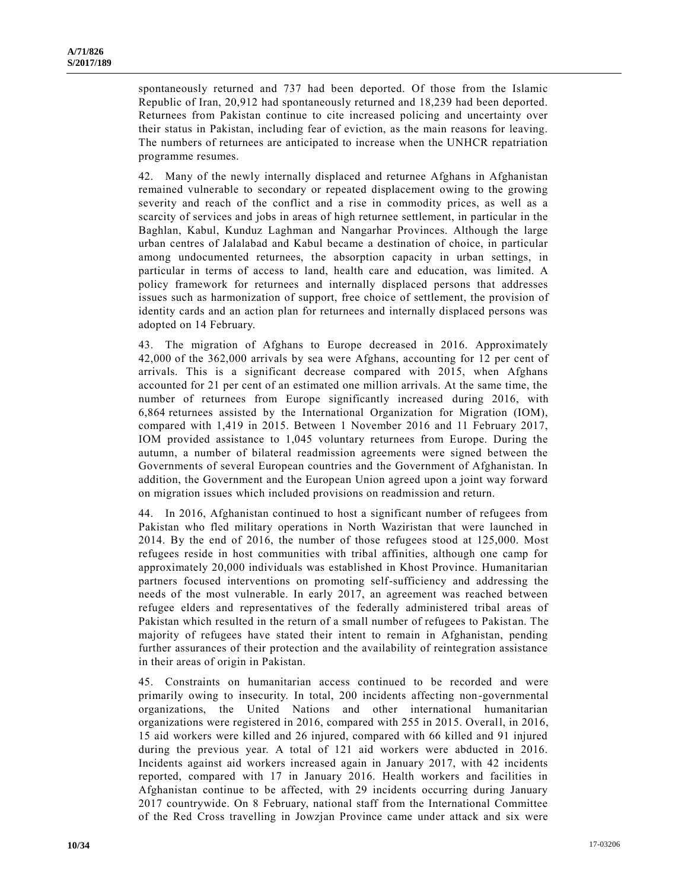spontaneously returned and 737 had been deported. Of those from the Islamic Republic of Iran, 20,912 had spontaneously returned and 18,239 had been deported. Returnees from Pakistan continue to cite increased policing and uncertainty over their status in Pakistan, including fear of eviction, as the main reasons for leaving. The numbers of returnees are anticipated to increase when the UNHCR repatriation programme resumes.

42. Many of the newly internally displaced and returnee Afghans in Afghanistan remained vulnerable to secondary or repeated displacement owing to the growing severity and reach of the conflict and a rise in commodity prices, as well as a scarcity of services and jobs in areas of high returnee settlement, in particular in the Baghlan, Kabul, Kunduz Laghman and Nangarhar Provinces. Although the large urban centres of Jalalabad and Kabul became a destination of choice, in particular among undocumented returnees, the absorption capacity in urban settings, in particular in terms of access to land, health care and education, was limited. A policy framework for returnees and internally displaced persons that addresses issues such as harmonization of support, free choice of settlement, the provision of identity cards and an action plan for returnees and internally displaced persons was adopted on 14 February.

43. The migration of Afghans to Europe decreased in 2016. Approximately 42,000 of the 362,000 arrivals by sea were Afghans, accounting for 12 per cent of arrivals. This is a significant decrease compared with 2015, when Afghans accounted for 21 per cent of an estimated one million arrivals. At the same time, the number of returnees from Europe significantly increased during 2016, with 6,864 returnees assisted by the International Organization for Migration (IOM), compared with 1,419 in 2015. Between 1 November 2016 and 11 February 2017, IOM provided assistance to 1,045 voluntary returnees from Europe. During the autumn, a number of bilateral readmission agreements were signed between the Governments of several European countries and the Government of Afghanistan. In addition, the Government and the European Union agreed upon a joint way forward on migration issues which included provisions on readmission and return.

44. In 2016, Afghanistan continued to host a significant number of refugees from Pakistan who fled military operations in North Waziristan that were launched in 2014. By the end of 2016, the number of those refugees stood at 125,000. Most refugees reside in host communities with tribal affinities, although one camp for approximately 20,000 individuals was established in Khost Province. Humanitarian partners focused interventions on promoting self-sufficiency and addressing the needs of the most vulnerable. In early 2017, an agreement was reached between refugee elders and representatives of the federally administered tribal areas of Pakistan which resulted in the return of a small number of refugees to Pakistan. The majority of refugees have stated their intent to remain in Afghanistan, pending further assurances of their protection and the availability of reintegration assistance in their areas of origin in Pakistan.

45. Constraints on humanitarian access continued to be recorded and were primarily owing to insecurity. In total, 200 incidents affecting non-governmental organizations, the United Nations and other international humanitarian organizations were registered in 2016, compared with 255 in 2015. Overall, in 2016, 15 aid workers were killed and 26 injured, compared with 66 killed and 91 injured during the previous year. A total of 121 aid workers were abducted in 2016. Incidents against aid workers increased again in January 2017, with 42 incidents reported, compared with 17 in January 2016. Health workers and facilities in Afghanistan continue to be affected, with 29 incidents occurring during January 2017 countrywide. On 8 February, national staff from the International Committee of the Red Cross travelling in Jowzjan Province came under attack and six were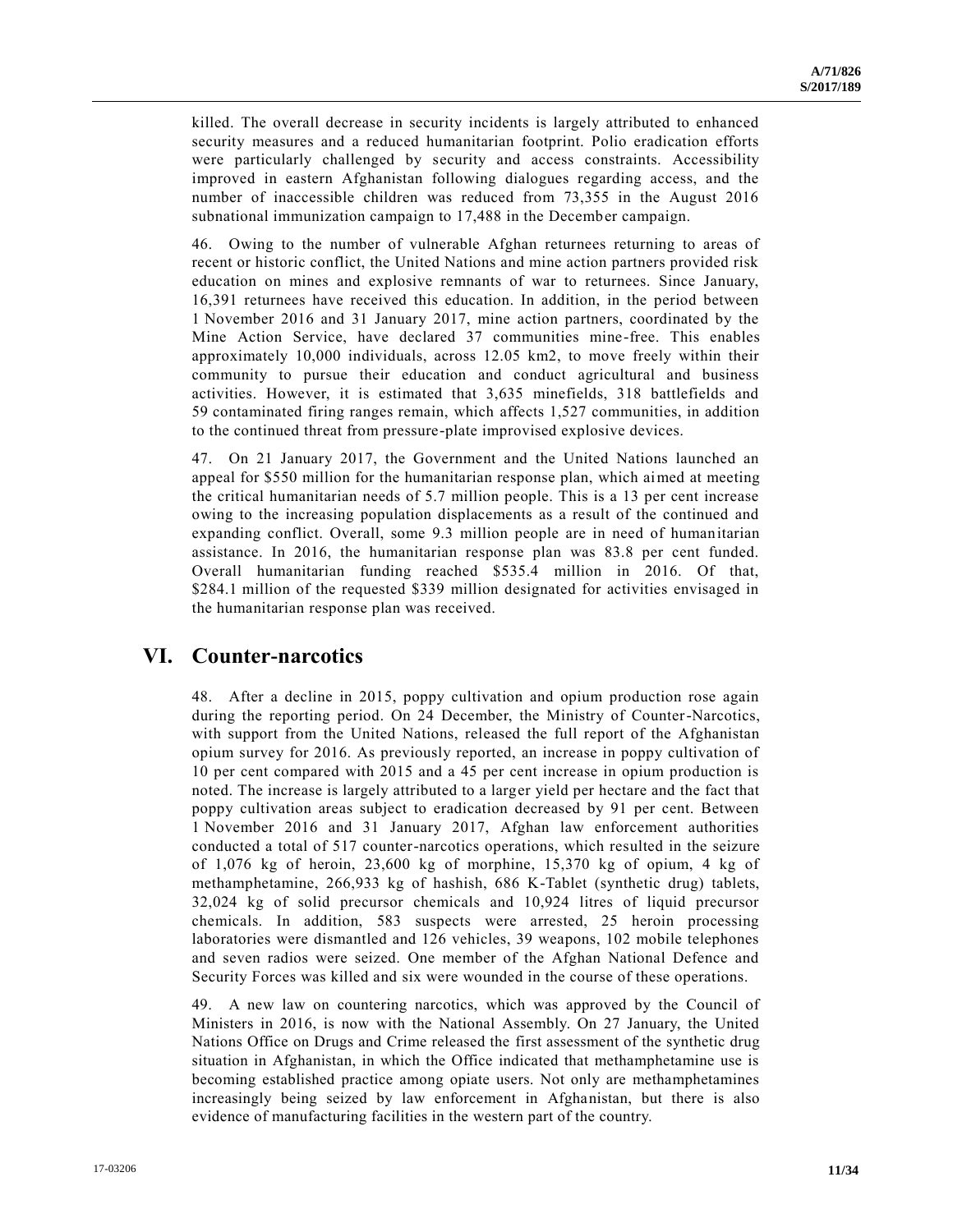killed. The overall decrease in security incidents is largely attributed to enhanced security measures and a reduced humanitarian footprint. Polio eradication efforts were particularly challenged by security and access constraints. Accessibility improved in eastern Afghanistan following dialogues regarding access, and the number of inaccessible children was reduced from 73,355 in the August 2016 subnational immunization campaign to 17,488 in the December campaign.

46. Owing to the number of vulnerable Afghan returnees returning to areas of recent or historic conflict, the United Nations and mine action partners provided risk education on mines and explosive remnants of war to returnees. Since January, 16,391 returnees have received this education. In addition, in the period between 1 November 2016 and 31 January 2017, mine action partners, coordinated by the Mine Action Service, have declared 37 communities mine-free. This enables approximately 10,000 individuals, across 12.05 km2, to move freely within their community to pursue their education and conduct agricultural and business activities. However, it is estimated that 3,635 minefields, 318 battlefields and 59 contaminated firing ranges remain, which affects 1,527 communities, in addition to the continued threat from pressure-plate improvised explosive devices.

47. On 21 January 2017, the Government and the United Nations launched an appeal for $550 million for the humanitarian response plan, which aimed at meeting the critical humanitarian needs of 5.7 million people. This is a 13 per cent increase owing to the increasing population displacements as a result of the continued and expanding conflict. Overall, some 9.3 million people are in need of humanitarian assistance. In 2016, the humanitarian response plan was 83.8 per cent funded. Overall humanitarian funding reached $535.4 million in 2016. Of that, $284.1 million of the requested $339 million designated for activities envisaged in the humanitarian response plan was received.

## VI. Counter-narcotics

48. After a decline in 2015, poppy cultivation and opium production rose again during the reporting period. On 24 December, the Ministry of Counter-Narcotics, with support from the United Nations, released the full report of the Afghanistan opium survey for 2016. As previously reported, an increase in poppy cultivation of 10 per cent compared with 2015 and a 45 per cent increase in opium production is noted. The increase is largely attributed to a larger yield per hectare and the fact that poppy cultivation areas subject to eradication decreased by 91 per cent. Between 1 November 2016 and 31 January 2017, Afghan law enforcement authorities conducted a total of 517 counter-narcotics operations, which resulted in the seizure of 1,076 kg of heroin, 23,600 kg of morphine, 15,370 kg of opium, 4 kg of methamphetamine, 266,933 kg of hashish, 686 K-Tablet (synthetic drug) tablets, 32,024 kg of solid precursor chemicals and 10,924 litres of liquid precursor chemicals. In addition, 583 suspects were arrested, 25 heroin processing laboratories were dismantled and 126 vehicles, 39 weapons, 102 mobile telephones and seven radios were seized. One member of the Afghan National Defence and Security Forces was killed and six were wounded in the course of these operations.

49. A new law on countering narcotics, which was approved by the Council of Ministers in 2016, is now with the National Assembly. On 27 January, the United Nations Office on Drugs and Crime released the first assessment of the synthetic drug situation in Afghanistan, in which the Office indicated that methamphetamine use is becoming established practice among opiate users. Not only are methamphetamines increasingly being seized by law enforcement in Afghanistan, but there is also evidence of manufacturing facilities in the western part of the country.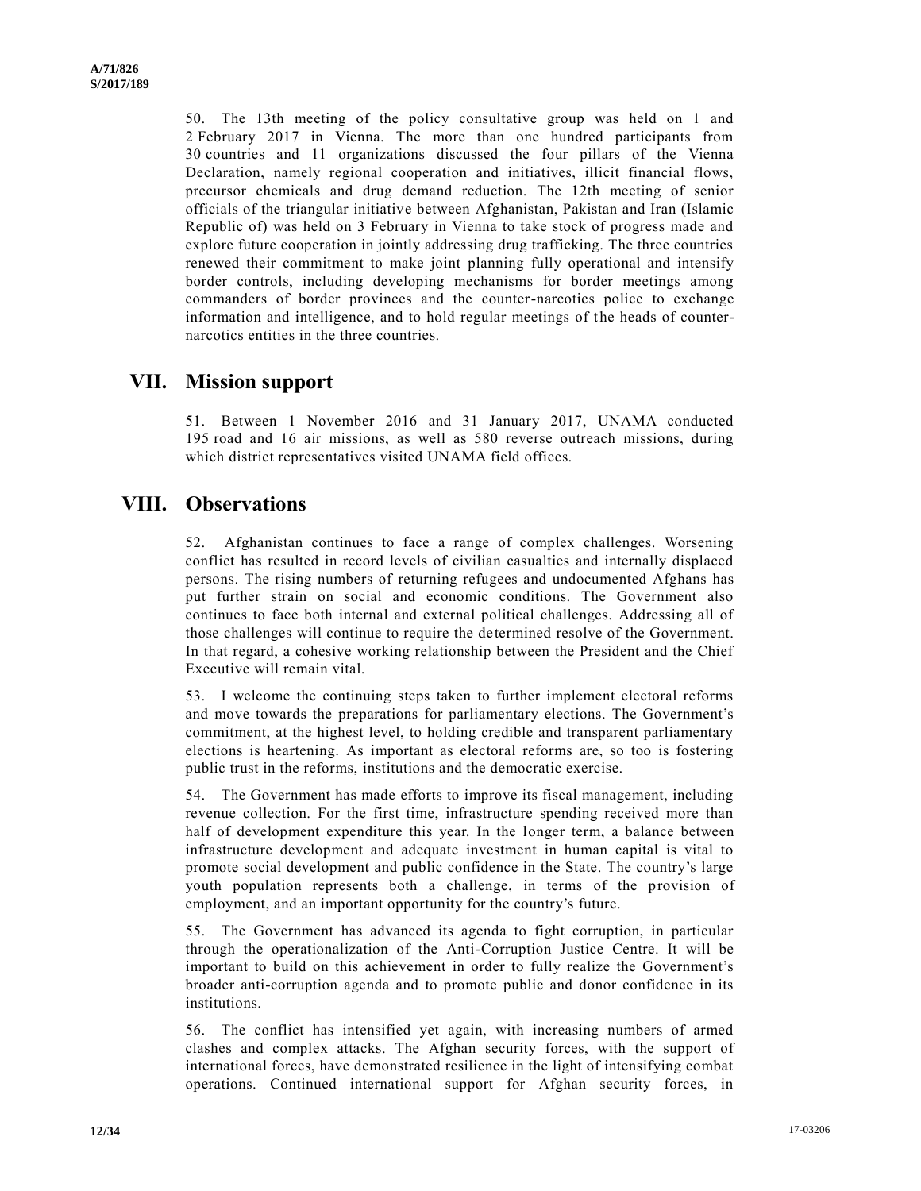50. The 13th meeting of the policy consultative group was held on 1 and 2 February 2017 in Vienna. The more than one hundred participants from 30 countries and 11 organizations discussed the four pillars of the Vienna Declaration, namely regional cooperation and initiatives, illicit financial flows, precursor chemicals and drug demand reduction. The 12th meeting of senior officials of the triangular initiative between Afghanistan, Pakistan and Iran (Islamic Republic of) was held on 3 February in Vienna to take stock of progress made and explore future cooperation in jointly addressing drug trafficking. The three countries renewed their commitment to make joint planning fully operational and intensify border controls, including developing mechanisms for border meetings among commanders of border provinces and the counter-narcotics police to exchange information and intelligence, and to hold regular meetings of the heads of counter-narcotics entities in the three countries.

# VII. Mission support

51. Between 1 November 2016 and 31 January 2017, UNAMA conducted 195 road and 16 air missions, as well as 580 reverse outreach missions, during which district representatives visited UNAMA field offices.

# VIII. Observations

52. Afghanistan continues to face a range of complex challenges. Worsening conflict has resulted in record levels of civilian casualties and internally displaced persons. The rising numbers of returning refugees and undocumented Afghans has put further strain on social and economic conditions. The Government also continues to face both internal and external political challenges. Addressing all of those challenges will continue to require the determined resolve of the Government. In that regard, a cohesive working relationship between the President and the Chief Executive will remain vital.

53. I welcome the continuing steps taken to further implement electoral reforms and move towards the preparations for parliamentary elections. The Government's commitment, at the highest level, to holding credible and transparent parliamentary elections is heartening. As important as electoral reforms are, so too is fostering public trust in the reforms, institutions and the democratic exercise.

54. The Government has made efforts to improve its fiscal management, including revenue collection. For the first time, infrastructure spending received more than half of development expenditure this year. In the longer term, a balance between infrastructure development and adequate investment in human capital is vital to promote social development and public confidence in the State. The country's large youth population represents both a challenge, in terms of the provision of employment, and an important opportunity for the country's future.

55. The Government has advanced its agenda to fight corruption, in particular through the operationalization of the Anti-Corruption Justice Centre. It will be important to build on this achievement in order to fully realize the Government's broader anti-corruption agenda and to promote public and donor confidence in its institutions.

56. The conflict has intensified yet again, with increasing numbers of armed clashes and complex attacks. The Afghan security forces, with the support of international forces, have demonstrated resilience in the light of intensifying combat operations. Continued international support for Afghan security forces, in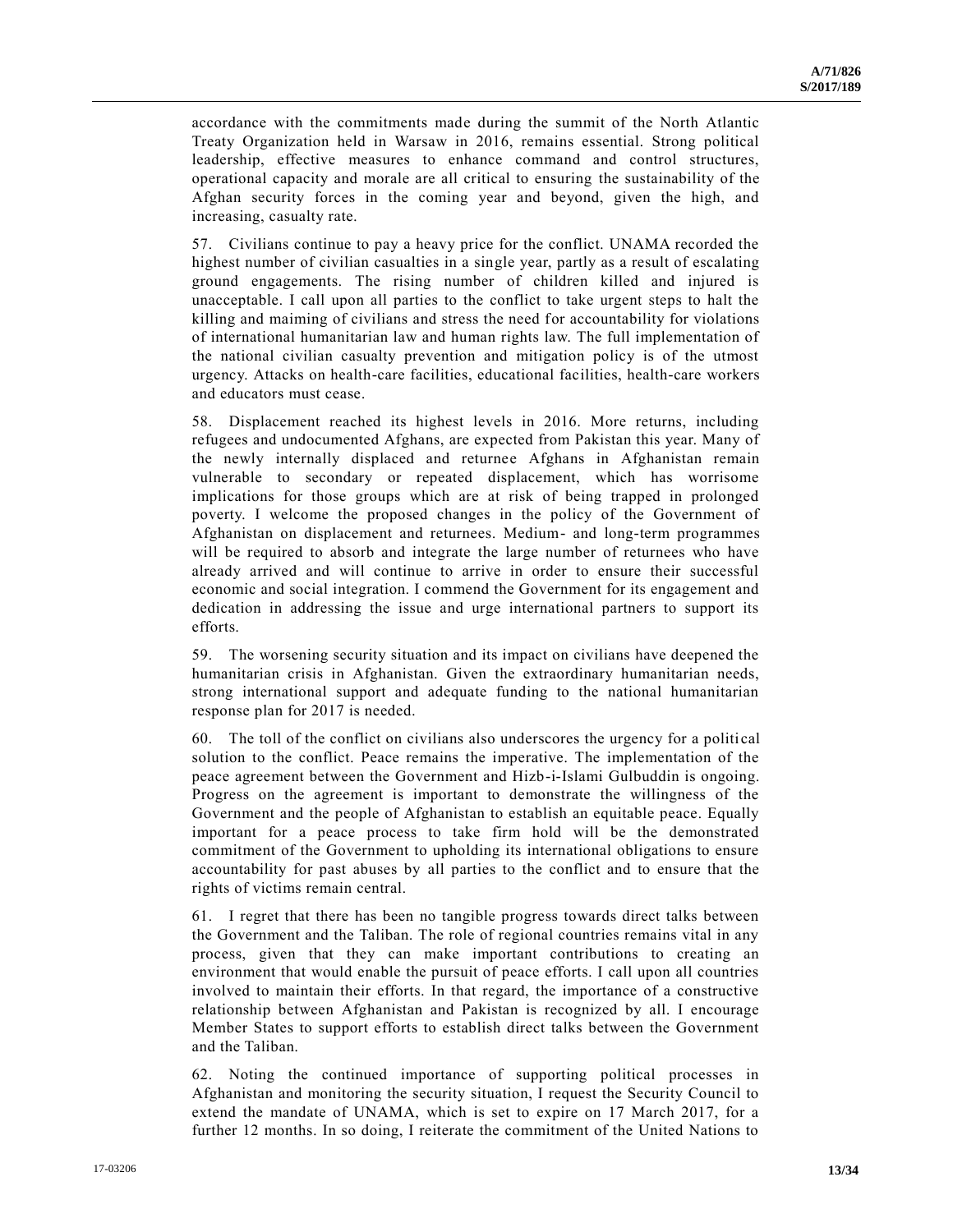accordance with the commitments made during the summit of the North Atlantic Treaty Organization held in Warsaw in 2016, remains essential. Strong political leadership, effective measures to enhance command and control structures, operational capacity and morale are all critical to ensuring the sustainability of the Afghan security forces in the coming year and beyond, given the high, and increasing, casualty rate.

57. Civilians continue to pay a heavy price for the conflict. UNAMA recorded the highest number of civilian casualties in a single year, partly as a result of escalating ground engagements. The rising number of children killed and injured is unacceptable. I call upon all parties to the conflict to take urgent steps to halt the killing and maiming of civilians and stress the need for accountability for violations of international humanitarian law and human rights law. The full implementation of the national civilian casualty prevention and mitigation policy is of the utmost urgency. Attacks on health-care facilities, educational facilities, health-care workers and educators must cease.

58. Displacement reached its highest levels in 2016. More returns, including refugees and undocumented Afghans, are expected from Pakistan this year. Many of the newly internally displaced and returnee Afghans in Afghanistan remain vulnerable to secondary or repeated displacement, which has worrisome implications for those groups which are at risk of being trapped in prolonged poverty. I welcome the proposed changes in the policy of the Government of Afghanistan on displacement and returnees. Medium- and long-term programmes will be required to absorb and integrate the large number of returnees who have already arrived and will continue to arrive in order to ensure their successful economic and social integration. I commend the Government for its engagement and dedication in addressing the issue and urge international partners to support its efforts.

59. The worsening security situation and its impact on civilians have deepened the humanitarian crisis in Afghanistan. Given the extraordinary humanitarian needs, strong international support and adequate funding to the national humanitarian response plan for 2017 is needed.

60. The toll of the conflict on civilians also underscores the urgency for a political solution to the conflict. Peace remains the imperative. The implementation of the peace agreement between the Government and Hizb-i-Islami Gulbuddin is ongoing. Progress on the agreement is important to demonstrate the willingness of the Government and the people of Afghanistan to establish an equitable peace. Equally important for a peace process to take firm hold will be the demonstrated commitment of the Government to upholding its international obligations to ensure accountability for past abuses by all parties to the conflict and to ensure that the rights of victims remain central.

61. I regret that there has been no tangible progress towards direct talks between the Government and the Taliban. The role of regional countries remains vital in any process, given that they can make important contributions to creating an environment that would enable the pursuit of peace efforts. I call upon all countries involved to maintain their efforts. In that regard, the importance of a constructive relationship between Afghanistan and Pakistan is recognized by all. I encourage Member States to support efforts to establish direct talks between the Government and the Taliban.

62. Noting the continued importance of supporting political processes in Afghanistan and monitoring the security situation, I request the Security Council to extend the mandate of UNAMA, which is set to expire on 17 March 2017, for a further 12 months. In so doing, I reiterate the commitment of the United Nations to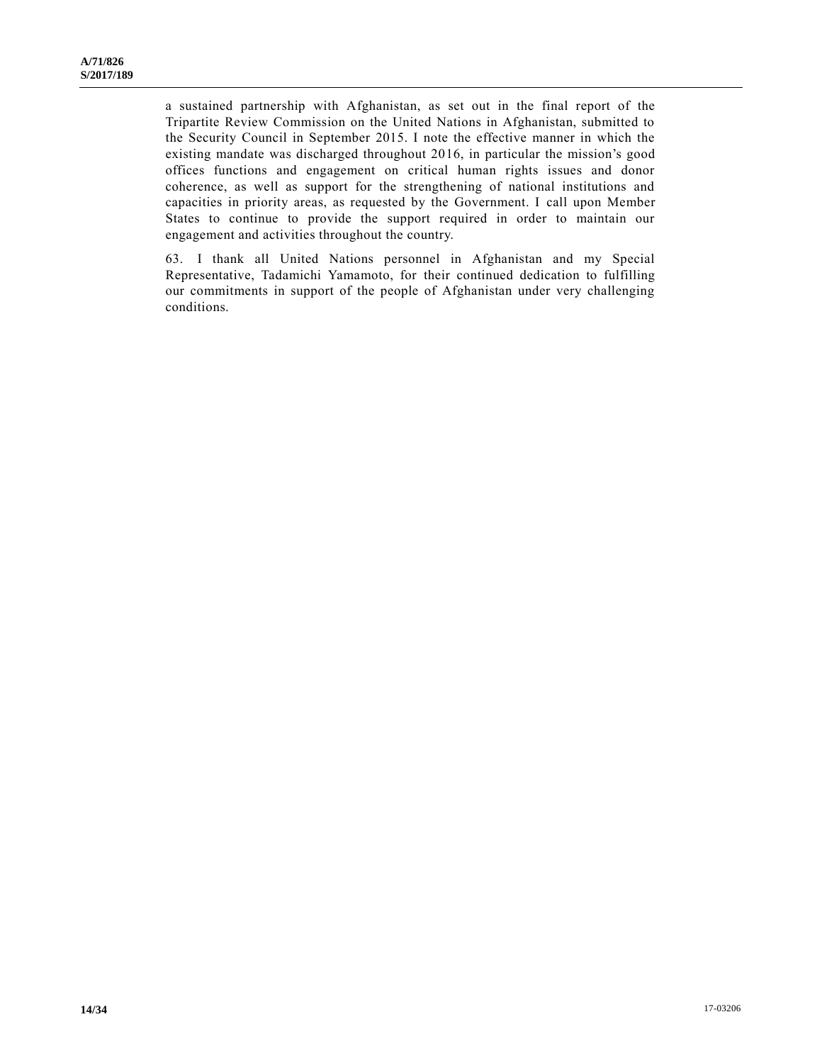a sustained partnership with Afghanistan, as set out in the final report of the Tripartite Review Commission on the United Nations in Afghanistan, submitted to the Security Council in September 2015. I note the effective manner in which the existing mandate was discharged throughout 2016, in particular the mission's good offices functions and engagement on critical human rights issues and donor coherence, as well as support for the strengthening of national institutions and capacities in priority areas, as requested by the Government. I call upon Member States to continue to provide the support required in order to maintain our engagement and activities throughout the country.

63. I thank all United Nations personnel in Afghanistan and my Special Representative, Tadamichi Yamamoto, for their continued dedication to fulfilling our commitments in support of the people of Afghanistan under very challenging conditions.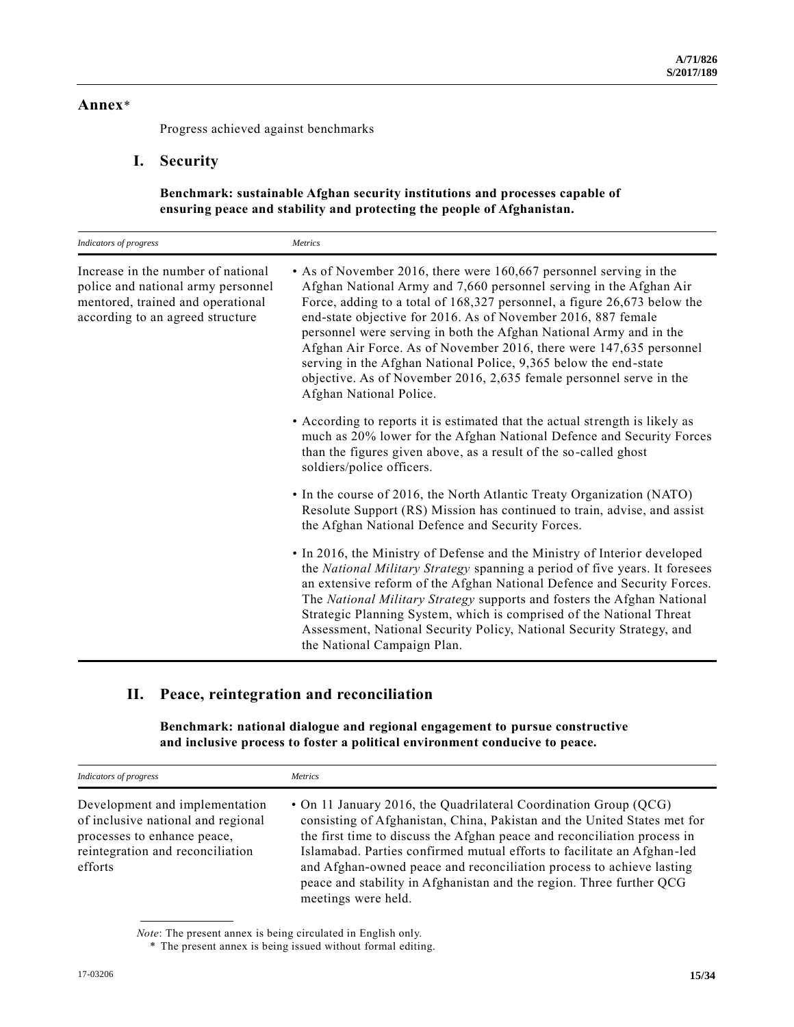## Annex*

Progress achieved against benchmarks

### I. Security

**Benchmark: sustainable Afghan security institutions and processes capable of ensuring peace and stability and protecting the people of Afghanistan.**

| *Indicators of progress* | *Metrics* |
|---|---|
| Increase in the number of national police and national army personnel mentored, trained and operational according to an agreed structure | • As of November 2016, there were 160,667 personnel serving in the Afghan National Army and 7,660 personnel serving in the Afghan Air Force, adding to a total of 168,327 personnel, a figure 26,673 below the end-state objective for 2016. As of November 2016, 887 female personnel were serving in both the Afghan National Army and in the Afghan Air Force. As of November 2016, there were 147,635 personnel serving in the Afghan National Police, 9,365 below the end-state objective. As of November 2016, 2,635 female personnel serve in the Afghan National Police. |
| | • According to reports it is estimated that the actual strength is likely as much as 20% lower for the Afghan National Defence and Security Forces than the figures given above, as a result of the so-called ghost soldiers/police officers. |
| | • In the course of 2016, the North Atlantic Treaty Organization (NATO) Resolute Support (RS) Mission has continued to train, advise, and assist the Afghan National Defence and Security Forces. |
| | • In 2016, the Ministry of Defense and the Ministry of Interior developed the *National Military Strategy* spanning a period of five years. It foresees an extensive reform of the Afghan National Defence and Security Forces. The *National Military Strategy* supports and fosters the Afghan National Strategic Planning System, which is comprised of the National Threat Assessment, National Security Policy, National Security Strategy, and the National Campaign Plan. |

### II. Peace, reintegration and reconciliation

**Benchmark: national dialogue and regional engagement to pursue constructive and inclusive process to foster a political environment conducive to peace.**

| *Indicators of progress* | *Metrics* |
|---|---|
| Development and implementation of inclusive national and regional processes to enhance peace, reintegration and reconciliation efforts | • On 11 January 2016, the Quadrilateral Coordination Group (QCG) consisting of Afghanistan, China, Pakistan and the United States met for the first time to discuss the Afghan peace and reconciliation process in Islamabad. Parties confirmed mutual efforts to facilitate an Afghan-led and Afghan-owned peace and reconciliation process to achieve lasting peace and stability in Afghanistan and the region. Three further QCG meetings were held. |

*Note*: The present annex is being circulated in English only.

\* The present annex is being issued without formal editing.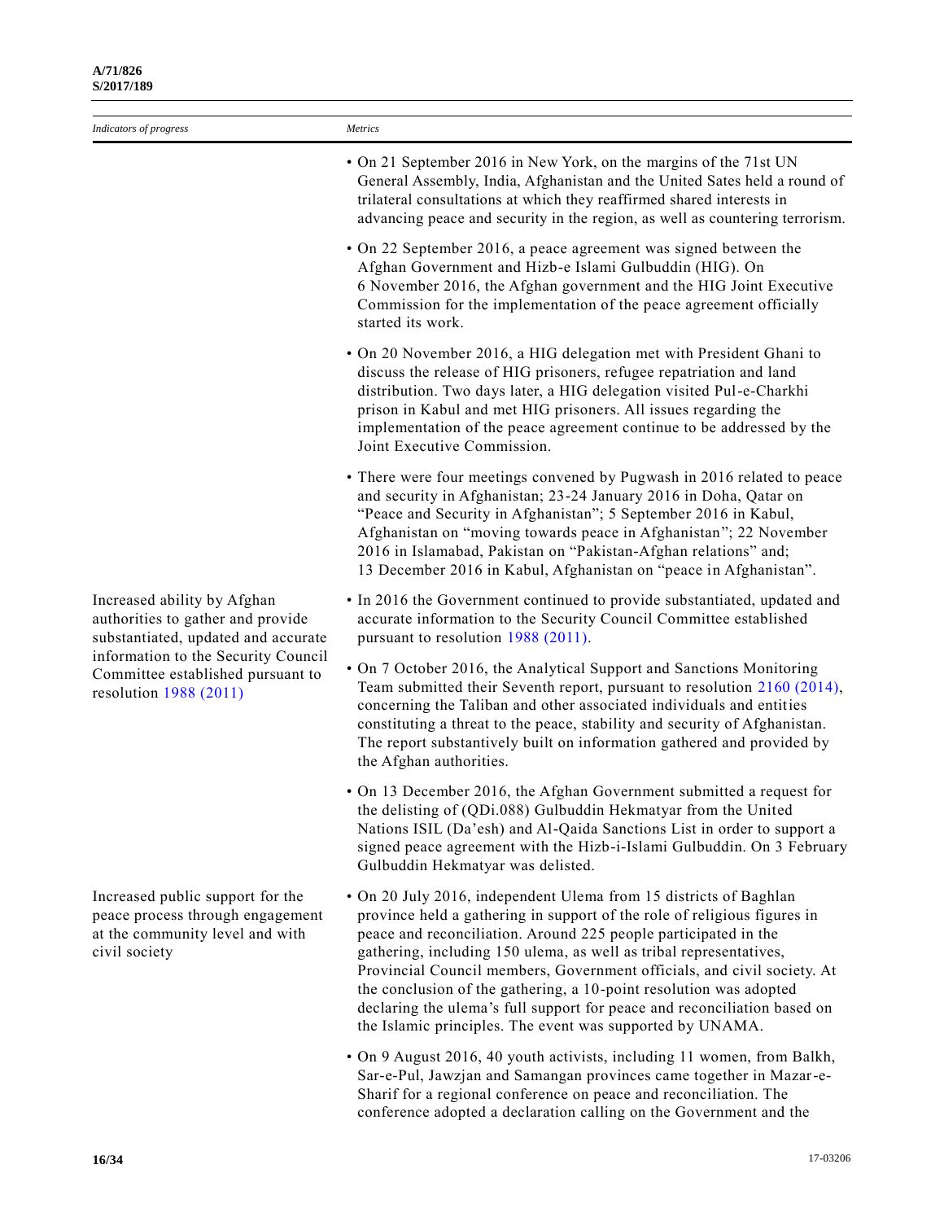| *Indicators of progress* | *Metrics* |
|---|---|
| | • On 21 September 2016 in New York, on the margins of the 71st UN General Assembly, India, Afghanistan and the United Sates held a round of trilateral consultations at which they reaffirmed shared interests in advancing peace and security in the region, as well as countering terrorism.<br><br>• On 22 September 2016, a peace agreement was signed between the Afghan Government and Hizb-e Islami Gulbuddin (HIG). On 6 November 2016, the Afghan government and the HIG Joint Executive Commission for the implementation of the peace agreement officially started its work.<br><br>• On 20 November 2016, a HIG delegation met with President Ghani to discuss the release of HIG prisoners, refugee repatriation and land distribution. Two days later, a HIG delegation visited Pul-e-Charkhi prison in Kabul and met HIG prisoners. All issues regarding the implementation of the peace agreement continue to be addressed by the Joint Executive Commission.<br><br>• There were four meetings convened by Pugwash in 2016 related to peace and security in Afghanistan; 23-24 January 2016 in Doha, Qatar on "Peace and Security in Afghanistan"; 5 September 2016 in Kabul, Afghanistan on "moving towards peace in Afghanistan"; 22 November 2016 in Islamabad, Pakistan on "Pakistan-Afghan relations" and; 13 December 2016 in Kabul, Afghanistan on "peace in Afghanistan". |
| Increased ability by Afghan authorities to gather and provide substantiated, updated and accurate information to the Security Council Committee established pursuant to resolution 1988 (2011) | • In 2016 the Government continued to provide substantiated, updated and accurate information to the Security Council Committee established pursuant to resolution 1988 (2011).<br><br>• On 7 October 2016, the Analytical Support and Sanctions Monitoring Team submitted their Seventh report, pursuant to resolution 2160 (2014), concerning the Taliban and other associated individuals and entities constituting a threat to the peace, stability and security of Afghanistan. The report substantively built on information gathered and provided by the Afghan authorities.<br><br>• On 13 December 2016, the Afghan Government submitted a request for the delisting of (QDi.088) Gulbuddin Hekmatyar from the United Nations ISIL (Da'esh) and Al-Qaida Sanctions List in order to support a signed peace agreement with the Hizb-i-Islami Gulbuddin. On 3 February Gulbuddin Hekmatyar was delisted. |
| Increased public support for the peace process through engagement at the community level and with civil society | • On 20 July 2016, independent Ulema from 15 districts of Baghlan province held a gathering in support of the role of religious figures in peace and reconciliation. Around 225 people participated in the gathering, including 150 ulema, as well as tribal representatives, Provincial Council members, Government officials, and civil society. At the conclusion of the gathering, a 10-point resolution was adopted declaring the ulema's full support for peace and reconciliation based on the Islamic principles. The event was supported by UNAMA.<br><br>• On 9 August 2016, 40 youth activists, including 11 women, from Balkh, Sar-e-Pul, Jawzjan and Samangan provinces came together in Mazar-e-Sharif for a regional conference on peace and reconciliation. The conference adopted a declaration calling on the Government and the |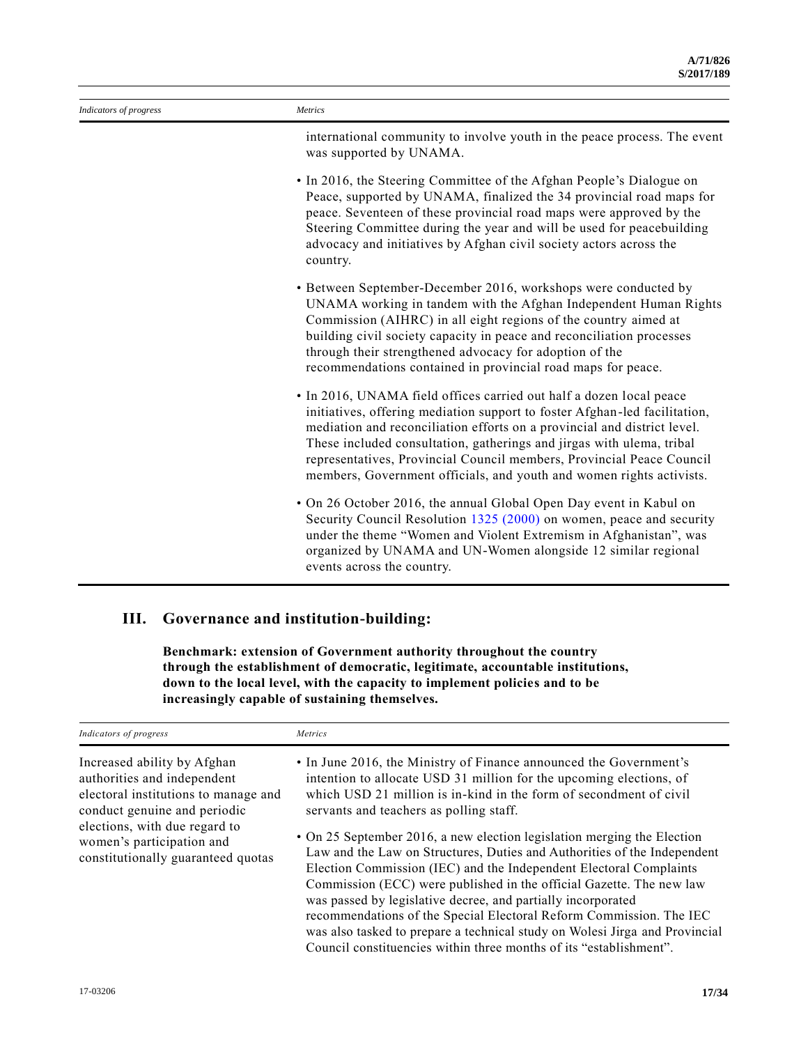| Indicators of progress | Metrics |
|---|---|
| | international community to involve youth in the peace process. The event was supported by UNAMA. |
| | • In 2016, the Steering Committee of the Afghan People's Dialogue on Peace, supported by UNAMA, finalized the 34 provincial road maps for peace. Seventeen of these provincial road maps were approved by the Steering Committee during the year and will be used for peacebuilding advocacy and initiatives by Afghan civil society actors across the country. |
| | • Between September-December 2016, workshops were conducted by UNAMA working in tandem with the Afghan Independent Human Rights Commission (AIHRC) in all eight regions of the country aimed at building civil society capacity in peace and reconciliation processes through their strengthened advocacy for adoption of the recommendations contained in provincial road maps for peace. |
| | • In 2016, UNAMA field offices carried out half a dozen local peace initiatives, offering mediation support to foster Afghan-led facilitation, mediation and reconciliation efforts on a provincial and district level. These included consultation, gatherings and jirgas with ulema, tribal representatives, Provincial Council members, Provincial Peace Council members, Government officials, and youth and women rights activists. |
| | • On 26 October 2016, the annual Global Open Day event in Kabul on Security Council Resolution 1325 (2000) on women, peace and security under the theme "Women and Violent Extremism in Afghanistan", was organized by UNAMA and UN-Women alongside 12 similar regional events across the country. |

## III. Governance and institution-building:

**Benchmark: extension of Government authority throughout the country through the establishment of democratic, legitimate, accountable institutions, down to the local level, with the capacity to implement policies and to be increasingly capable of sustaining themselves.**

| Indicators of progress | Metrics |
|---|---|
| Increased ability by Afghan authorities and independent electoral institutions to manage and conduct genuine and periodic elections, with due regard to women's participation and constitutionally guaranteed quotas | • In June 2016, the Ministry of Finance announced the Government's intention to allocate USD 31 million for the upcoming elections, of which USD 21 million is in-kind in the form of secondment of civil servants and teachers as polling staff. |
| | • On 25 September 2016, a new election legislation merging the Election Law and the Law on Structures, Duties and Authorities of the Independent Election Commission (IEC) and the Independent Electoral Complaints Commission (ECC) were published in the official Gazette. The new law was passed by legislative decree, and partially incorporated recommendations of the Special Electoral Reform Commission. The IEC was also tasked to prepare a technical study on Wolesi Jirga and Provincial Council constituencies within three months of its "establishment". |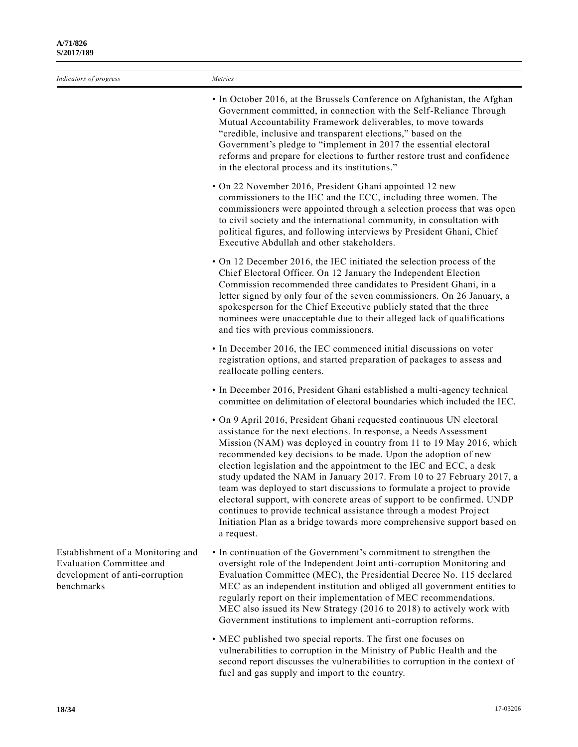| *Indicators of progress* | *Metrics* |
| --- | --- |
| | • In October 2016, at the Brussels Conference on Afghanistan, the Afghan Government committed, in connection with the Self-Reliance Through Mutual Accountability Framework deliverables, to move towards "credible, inclusive and transparent elections," based on the Government's pledge to "implement in 2017 the essential electoral reforms and prepare for elections to further restore trust and confidence in the electoral process and its institutions." |
| | • On 22 November 2016, President Ghani appointed 12 new commissioners to the IEC and the ECC, including three women. The commissioners were appointed through a selection process that was open to civil society and the international community, in consultation with political figures, and following interviews by President Ghani, Chief Executive Abdullah and other stakeholders. |
| | • On 12 December 2016, the IEC initiated the selection process of the Chief Electoral Officer. On 12 January the Independent Election Commission recommended three candidates to President Ghani, in a letter signed by only four of the seven commissioners. On 26 January, a spokesperson for the Chief Executive publicly stated that the three nominees were unacceptable due to their alleged lack of qualifications and ties with previous commissioners. |
| | • In December 2016, the IEC commenced initial discussions on voter registration options, and started preparation of packages to assess and reallocate polling centers. |
| | • In December 2016, President Ghani established a multi-agency technical committee on delimitation of electoral boundaries which included the IEC. |
| | • On 9 April 2016, President Ghani requested continuous UN electoral assistance for the next elections. In response, a Needs Assessment Mission (NAM) was deployed in country from 11 to 19 May 2016, which recommended key decisions to be made. Upon the adoption of new election legislation and the appointment to the IEC and ECC, a desk study updated the NAM in January 2017. From 10 to 27 February 2017, a team was deployed to start discussions to formulate a project to provide electoral support, with concrete areas of support to be confirmed. UNDP continues to provide technical assistance through a modest Project Initiation Plan as a bridge towards more comprehensive support based on a request. |
| Establishment of a Monitoring and Evaluation Committee and development of anti-corruption benchmarks | • In continuation of the Government's commitment to strengthen the oversight role of the Independent Joint anti-corruption Monitoring and Evaluation Committee (MEC), the Presidential Decree No. 115 declared MEC as an independent institution and obliged all government entities to regularly report on their implementation of MEC recommendations. MEC also issued its New Strategy (2016 to 2018) to actively work with Government institutions to implement anti-corruption reforms. |
| | • MEC published two special reports. The first one focuses on vulnerabilities to corruption in the Ministry of Public Health and the second report discusses the vulnerabilities to corruption in the context of fuel and gas supply and import to the country. |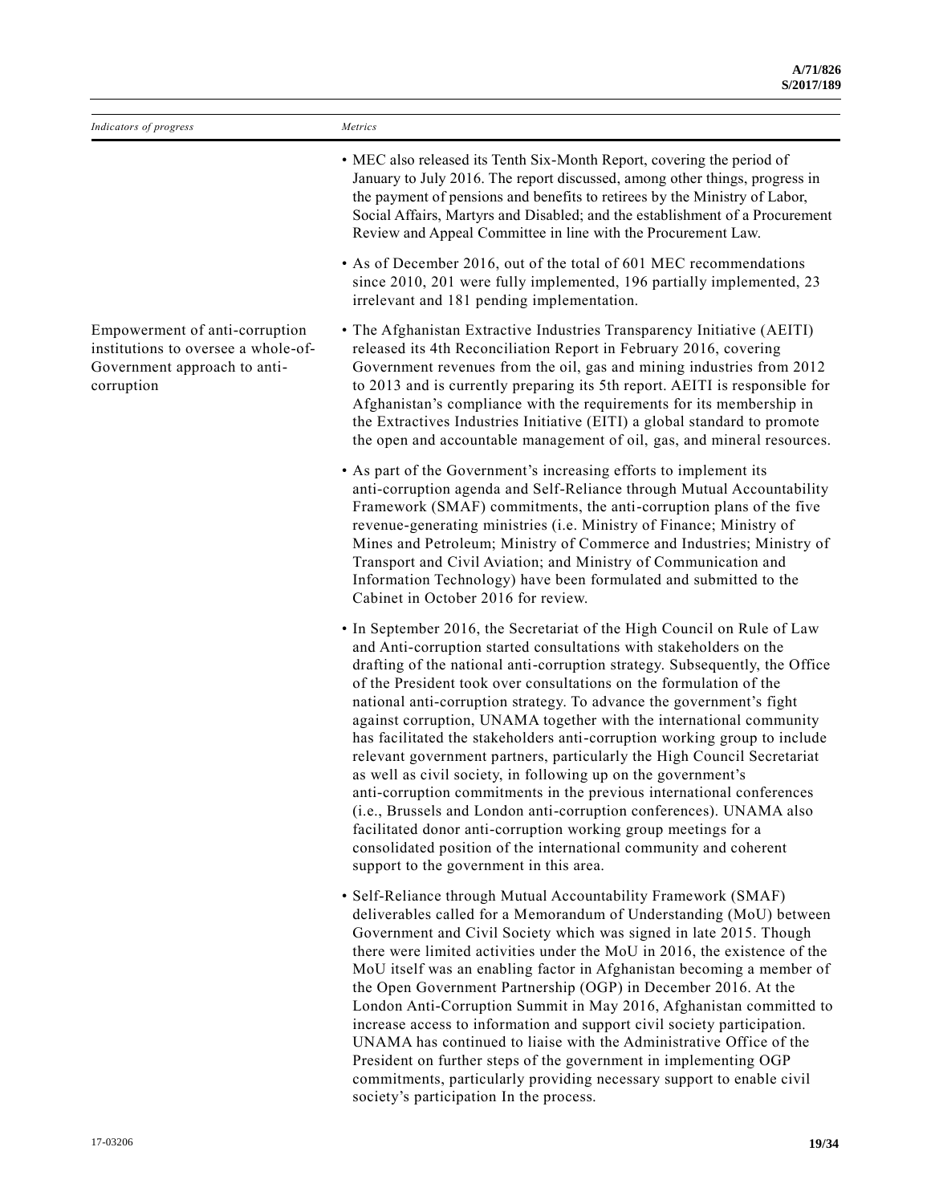| *Indicators of progress* | *Metrics* |
| --- | --- |
| | • MEC also released its Tenth Six-Month Report, covering the period of January to July 2016. The report discussed, among other things, progress in the payment of pensions and benefits to retirees by the Ministry of Labor, Social Affairs, Martyrs and Disabled; and the establishment of a Procurement Review and Appeal Committee in line with the Procurement Law.<br><br>• As of December 2016, out of the total of 601 MEC recommendations since 2010, 201 were fully implemented, 196 partially implemented, 23 irrelevant and 181 pending implementation. |
| Empowerment of anti-corruption institutions to oversee a whole-of-Government approach to anti-corruption | • The Afghanistan Extractive Industries Transparency Initiative (AEITI) released its 4th Reconciliation Report in February 2016, covering Government revenues from the oil, gas and mining industries from 2012 to 2013 and is currently preparing its 5th report. AEITI is responsible for Afghanistan's compliance with the requirements for its membership in the Extractives Industries Initiative (EITI) a global standard to promote the open and accountable management of oil, gas, and mineral resources.<br><br>• As part of the Government's increasing efforts to implement its anti-corruption agenda and Self-Reliance through Mutual Accountability Framework (SMAF) commitments, the anti-corruption plans of the five revenue-generating ministries (i.e. Ministry of Finance; Ministry of Mines and Petroleum; Ministry of Commerce and Industries; Ministry of Transport and Civil Aviation; and Ministry of Communication and Information Technology) have been formulated and submitted to the Cabinet in October 2016 for review.<br><br>• In September 2016, the Secretariat of the High Council on Rule of Law and Anti-corruption started consultations with stakeholders on the drafting of the national anti-corruption strategy. Subsequently, the Office of the President took over consultations on the formulation of the national anti-corruption strategy. To advance the government's fight against corruption, UNAMA together with the international community has facilitated the stakeholders anti-corruption working group to include relevant government partners, particularly the High Council Secretariat as well as civil society, in following up on the government's anti-corruption commitments in the previous international conferences (i.e., Brussels and London anti-corruption conferences). UNAMA also facilitated donor anti-corruption working group meetings for a consolidated position of the international community and coherent support to the government in this area.<br><br>• Self-Reliance through Mutual Accountability Framework (SMAF) deliverables called for a Memorandum of Understanding (MoU) between Government and Civil Society which was signed in late 2015. Though there were limited activities under the MoU in 2016, the existence of the MoU itself was an enabling factor in Afghanistan becoming a member of the Open Government Partnership (OGP) in December 2016. At the London Anti-Corruption Summit in May 2016, Afghanistan committed to increase access to information and support civil society participation. UNAMA has continued to liaise with the Administrative Office of the President on further steps of the government in implementing OGP commitments, particularly providing necessary support to enable civil society's participation In the process. |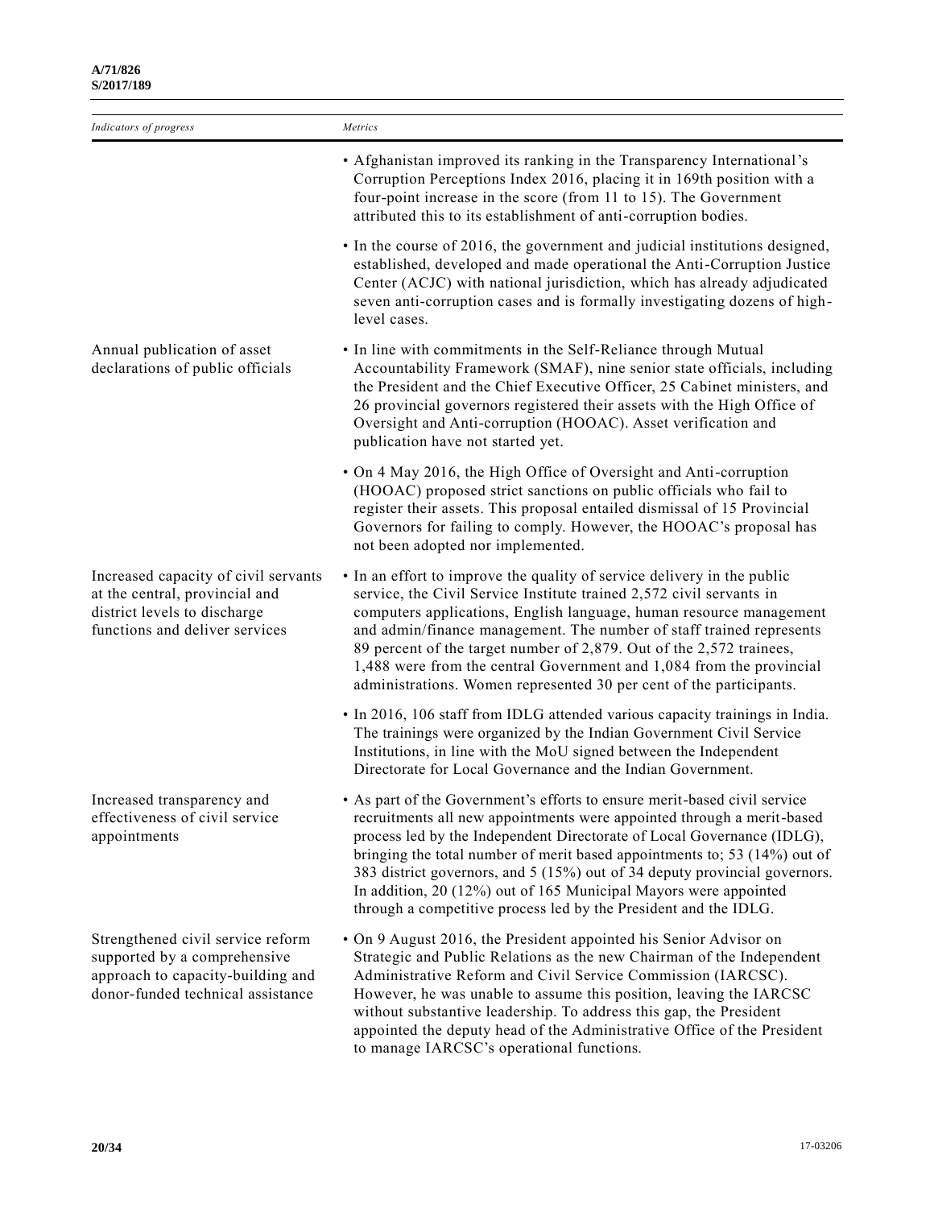| *Indicators of progress* | *Metrics* |
|---|---|
| | • Afghanistan improved its ranking in the Transparency International's Corruption Perceptions Index 2016, placing it in 169th position with a four-point increase in the score (from 11 to 15). The Government attributed this to its establishment of anti-corruption bodies.<br><br>• In the course of 2016, the government and judicial institutions designed, established, developed and made operational the Anti-Corruption Justice Center (ACJC) with national jurisdiction, which has already adjudicated seven anti-corruption cases and is formally investigating dozens of high-level cases. |
| Annual publication of asset declarations of public officials | • In line with commitments in the Self-Reliance through Mutual Accountability Framework (SMAF), nine senior state officials, including the President and the Chief Executive Officer, 25 Cabinet ministers, and 26 provincial governors registered their assets with the High Office of Oversight and Anti-corruption (HOOAC). Asset verification and publication have not started yet.<br><br>• On 4 May 2016, the High Office of Oversight and Anti-corruption (HOOAC) proposed strict sanctions on public officials who fail to register their assets. This proposal entailed dismissal of 15 Provincial Governors for failing to comply. However, the HOOAC's proposal has not been adopted nor implemented. |
| Increased capacity of civil servants at the central, provincial and district levels to discharge functions and deliver services | • In an effort to improve the quality of service delivery in the public service, the Civil Service Institute trained 2,572 civil servants in computers applications, English language, human resource management and admin/finance management. The number of staff trained represents 89 percent of the target number of 2,879. Out of the 2,572 trainees, 1,488 were from the central Government and 1,084 from the provincial administrations. Women represented 30 per cent of the participants.<br><br>• In 2016, 106 staff from IDLG attended various capacity trainings in India. The trainings were organized by the Indian Government Civil Service Institutions, in line with the MoU signed between the Independent Directorate for Local Governance and the Indian Government. |
| Increased transparency and effectiveness of civil service appointments | • As part of the Government's efforts to ensure merit-based civil service recruitments all new appointments were appointed through a merit-based process led by the Independent Directorate of Local Governance (IDLG), bringing the total number of merit based appointments to; 53 (14%) out of 383 district governors, and 5 (15%) out of 34 deputy provincial governors. In addition, 20 (12%) out of 165 Municipal Mayors were appointed through a competitive process led by the President and the IDLG. |
| Strengthened civil service reform supported by a comprehensive approach to capacity-building and donor-funded technical assistance | • On 9 August 2016, the President appointed his Senior Advisor on Strategic and Public Relations as the new Chairman of the Independent Administrative Reform and Civil Service Commission (IARCSC). However, he was unable to assume this position, leaving the IARCSC without substantive leadership. To address this gap, the President appointed the deputy head of the Administrative Office of the President to manage IARCSC's operational functions. |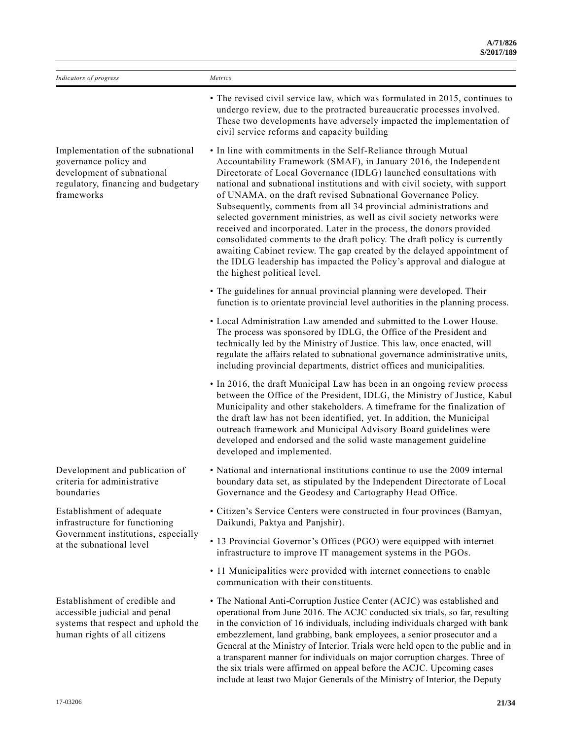| *Indicators of progress* | *Metrics* |
|---|---|
| | • The revised civil service law, which was formulated in 2015, continues to undergo review, due to the protracted bureaucratic processes involved. These two developments have adversely impacted the implementation of civil service reforms and capacity building |
| Implementation of the subnational governance policy and development of subnational regulatory, financing and budgetary frameworks | • In line with commitments in the Self-Reliance through Mutual Accountability Framework (SMAF), in January 2016, the Independent Directorate of Local Governance (IDLG) launched consultations with national and subnational institutions and with civil society, with support of UNAMA, on the draft revised Subnational Governance Policy. Subsequently, comments from all 34 provincial administrations and selected government ministries, as well as civil society networks were received and incorporated. Later in the process, the donors provided consolidated comments to the draft policy. The draft policy is currently awaiting Cabinet review. The gap created by the delayed appointment of the IDLG leadership has impacted the Policy's approval and dialogue at the highest political level. |
| | • The guidelines for annual provincial planning were developed. Their function is to orientate provincial level authorities in the planning process. |
| | • Local Administration Law amended and submitted to the Lower House. The process was sponsored by IDLG, the Office of the President and technically led by the Ministry of Justice. This law, once enacted, will regulate the affairs related to subnational governance administrative units, including provincial departments, district offices and municipalities. |
| | • In 2016, the draft Municipal Law has been in an ongoing review process between the Office of the President, IDLG, the Ministry of Justice, Kabul Municipality and other stakeholders. A timeframe for the finalization of the draft law has not been identified, yet. In addition, the Municipal outreach framework and Municipal Advisory Board guidelines were developed and endorsed and the solid waste management guideline developed and implemented. |
| Development and publication of criteria for administrative boundaries | • National and international institutions continue to use the 2009 internal boundary data set, as stipulated by the Independent Directorate of Local Governance and the Geodesy and Cartography Head Office. |
| Establishment of adequate infrastructure for functioning Government institutions, especially at the subnational level | • Citizen's Service Centers were constructed in four provinces (Bamyan, Daikundi, Paktya and Panjshir). |
| | • 13 Provincial Governor's Offices (PGO) were equipped with internet infrastructure to improve IT management systems in the PGOs. |
| | • 11 Municipalities were provided with internet connections to enable communication with their constituents. |
| Establishment of credible and accessible judicial and penal systems that respect and uphold the human rights of all citizens | • The National Anti-Corruption Justice Center (ACJC) was established and operational from June 2016. The ACJC conducted six trials, so far, resulting in the conviction of 16 individuals, including individuals charged with bank embezzlement, land grabbing, bank employees, a senior prosecutor and a General at the Ministry of Interior. Trials were held open to the public and in a transparent manner for individuals on major corruption charges. Three of the six trials were affirmed on appeal before the ACJC. Upcoming cases include at least two Major Generals of the Ministry of Interior, the Deputy |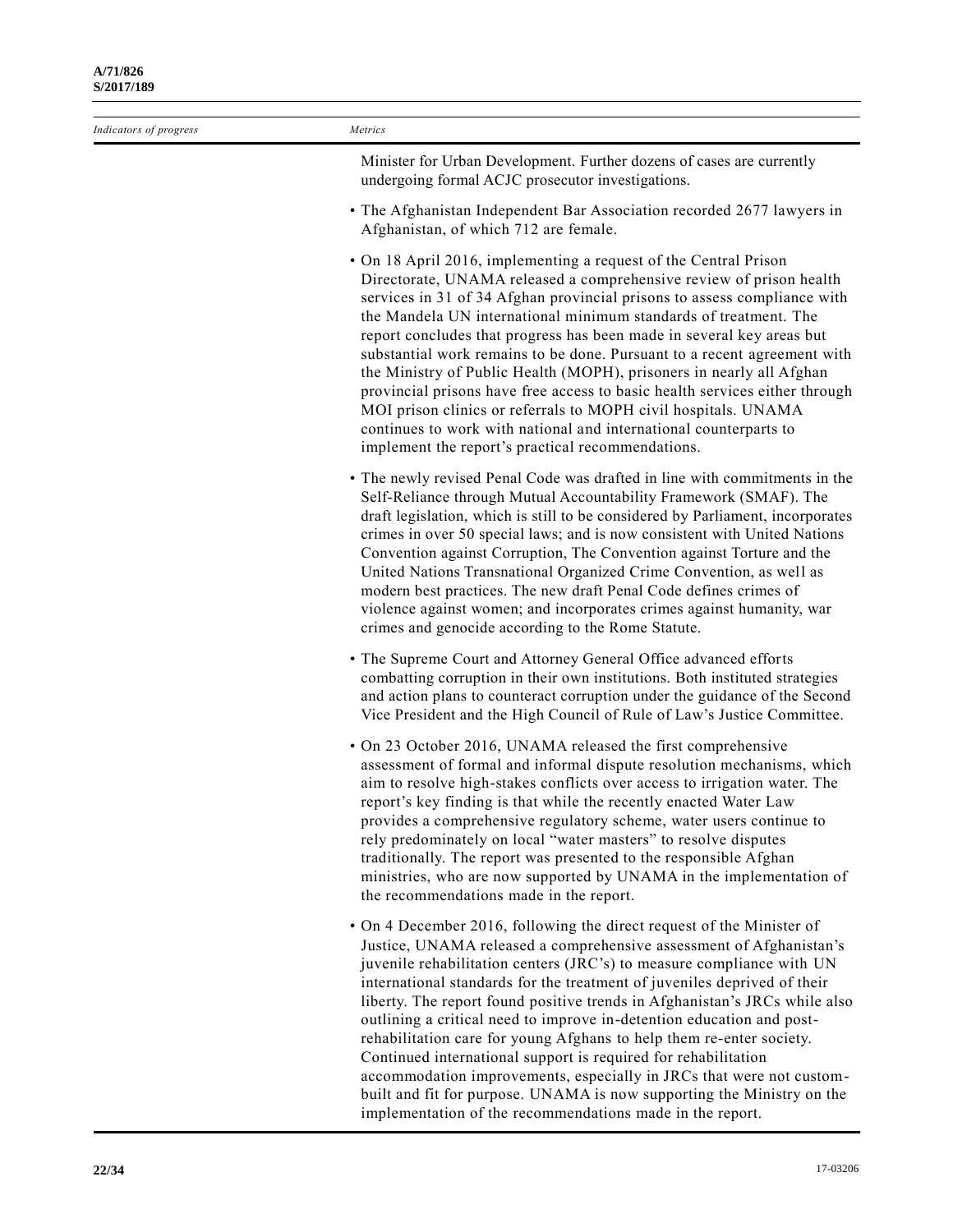| Indicators of progress | Metrics |
|---|---|
| | Minister for Urban Development. Further dozens of cases are currently undergoing formal ACJC prosecutor investigations. |
| | • The Afghanistan Independent Bar Association recorded 2677 lawyers in Afghanistan, of which 712 are female. |
| | • On 18 April 2016, implementing a request of the Central Prison Directorate, UNAMA released a comprehensive review of prison health services in 31 of 34 Afghan provincial prisons to assess compliance with the Mandela UN international minimum standards of treatment. The report concludes that progress has been made in several key areas but substantial work remains to be done. Pursuant to a recent agreement with the Ministry of Public Health (MOPH), prisoners in nearly all Afghan provincial prisons have free access to basic health services either through MOI prison clinics or referrals to MOPH civil hospitals. UNAMA continues to work with national and international counterparts to implement the report's practical recommendations. |
| | • The newly revised Penal Code was drafted in line with commitments in the Self-Reliance through Mutual Accountability Framework (SMAF). The draft legislation, which is still to be considered by Parliament, incorporates crimes in over 50 special laws; and is now consistent with United Nations Convention against Corruption, The Convention against Torture and the United Nations Transnational Organized Crime Convention, as well as modern best practices. The new draft Penal Code defines crimes of violence against women; and incorporates crimes against humanity, war crimes and genocide according to the Rome Statute. |
| | • The Supreme Court and Attorney General Office advanced efforts combatting corruption in their own institutions. Both instituted strategies and action plans to counteract corruption under the guidance of the Second Vice President and the High Council of Rule of Law's Justice Committee. |
| | • On 23 October 2016, UNAMA released the first comprehensive assessment of formal and informal dispute resolution mechanisms, which aim to resolve high-stakes conflicts over access to irrigation water. The report's key finding is that while the recently enacted Water Law provides a comprehensive regulatory scheme, water users continue to rely predominately on local "water masters" to resolve disputes traditionally. The report was presented to the responsible Afghan ministries, who are now supported by UNAMA in the implementation of the recommendations made in the report. |
| | • On 4 December 2016, following the direct request of the Minister of Justice, UNAMA released a comprehensive assessment of Afghanistan's juvenile rehabilitation centers (JRC's) to measure compliance with UN international standards for the treatment of juveniles deprived of their liberty. The report found positive trends in Afghanistan's JRCs while also outlining a critical need to improve in-detention education and post-rehabilitation care for young Afghans to help them re-enter society. Continued international support is required for rehabilitation accommodation improvements, especially in JRCs that were not custom-built and fit for purpose. UNAMA is now supporting the Ministry on the implementation of the recommendations made in the report. |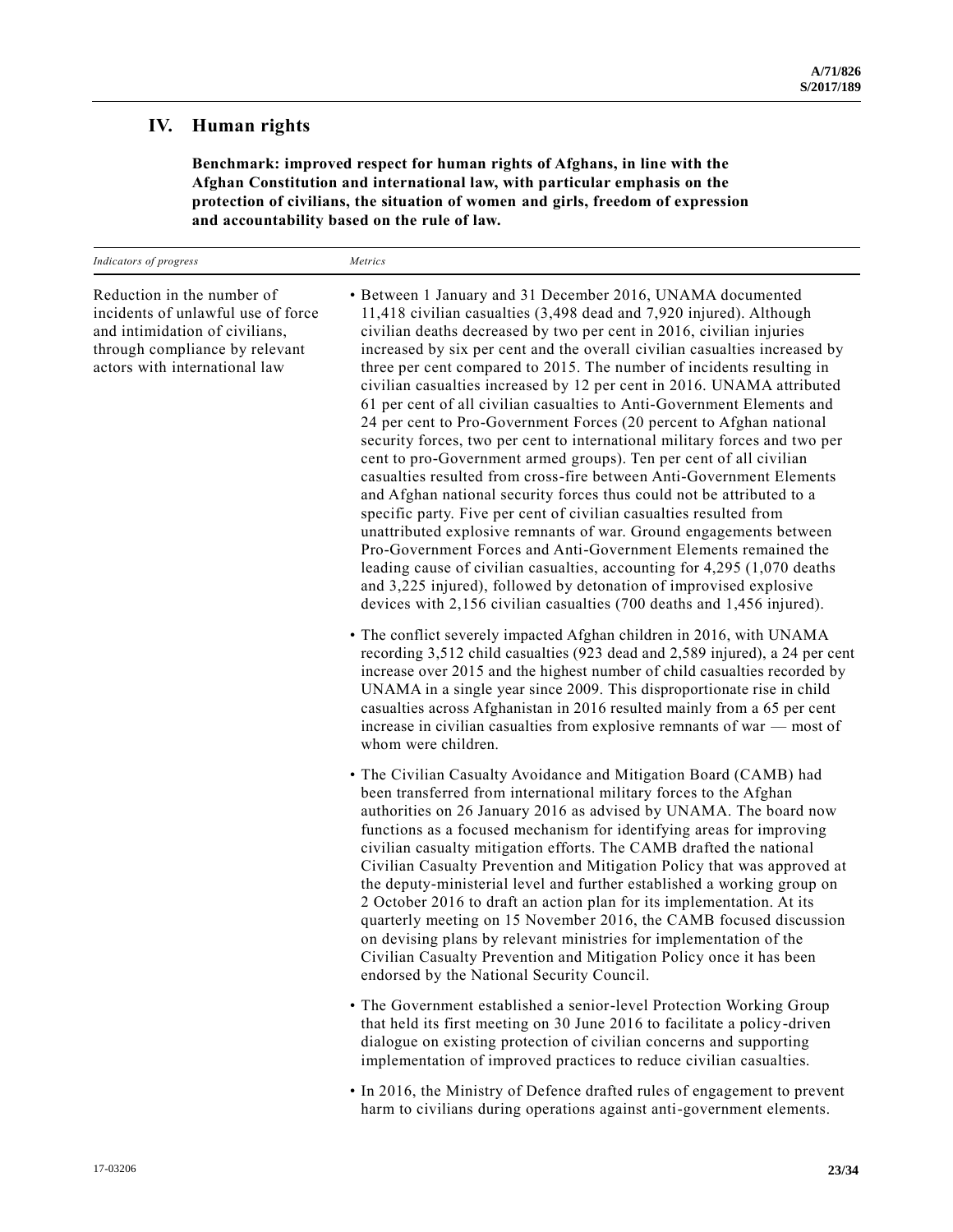## IV. Human rights

**Benchmark: improved respect for human rights of Afghans, in line with the Afghan Constitution and international law, with particular emphasis on the protection of civilians, the situation of women and girls, freedom of expression and accountability based on the rule of law.**

| *Indicators of progress* | *Metrics* |
|---|---|
| Reduction in the number of incidents of unlawful use of force and intimidation of civilians, through compliance by relevant actors with international law | • Between 1 January and 31 December 2016, UNAMA documented 11,418 civilian casualties (3,498 dead and 7,920 injured). Although civilian deaths decreased by two per cent in 2016, civilian injuries increased by six per cent and the overall civilian casualties increased by three per cent compared to 2015. The number of incidents resulting in civilian casualties increased by 12 per cent in 2016. UNAMA attributed 61 per cent of all civilian casualties to Anti-Government Elements and 24 per cent to Pro-Government Forces (20 percent to Afghan national security forces, two per cent to international military forces and two per cent to pro-Government armed groups). Ten per cent of all civilian casualties resulted from cross-fire between Anti-Government Elements and Afghan national security forces thus could not be attributed to a specific party. Five per cent of civilian casualties resulted from unattributed explosive remnants of war. Ground engagements between Pro-Government Forces and Anti-Government Elements remained the leading cause of civilian casualties, accounting for 4,295 (1,070 deaths and 3,225 injured), followed by detonation of improvised explosive devices with 2,156 civilian casualties (700 deaths and 1,456 injured). |
| | • The conflict severely impacted Afghan children in 2016, with UNAMA recording 3,512 child casualties (923 dead and 2,589 injured), a 24 per cent increase over 2015 and the highest number of child casualties recorded by UNAMA in a single year since 2009. This disproportionate rise in child casualties across Afghanistan in 2016 resulted mainly from a 65 per cent increase in civilian casualties from explosive remnants of war — most of whom were children. |
| | • The Civilian Casualty Avoidance and Mitigation Board (CAMB) had been transferred from international military forces to the Afghan authorities on 26 January 2016 as advised by UNAMA. The board now functions as a focused mechanism for identifying areas for improving civilian casualty mitigation efforts. The CAMB drafted the national Civilian Casualty Prevention and Mitigation Policy that was approved at the deputy-ministerial level and further established a working group on 2 October 2016 to draft an action plan for its implementation. At its quarterly meeting on 15 November 2016, the CAMB focused discussion on devising plans by relevant ministries for implementation of the Civilian Casualty Prevention and Mitigation Policy once it has been endorsed by the National Security Council. |
| | • The Government established a senior-level Protection Working Group that held its first meeting on 30 June 2016 to facilitate a policy-driven dialogue on existing protection of civilian concerns and supporting implementation of improved practices to reduce civilian casualties. |
| | • In 2016, the Ministry of Defence drafted rules of engagement to prevent harm to civilians during operations against anti-government elements. |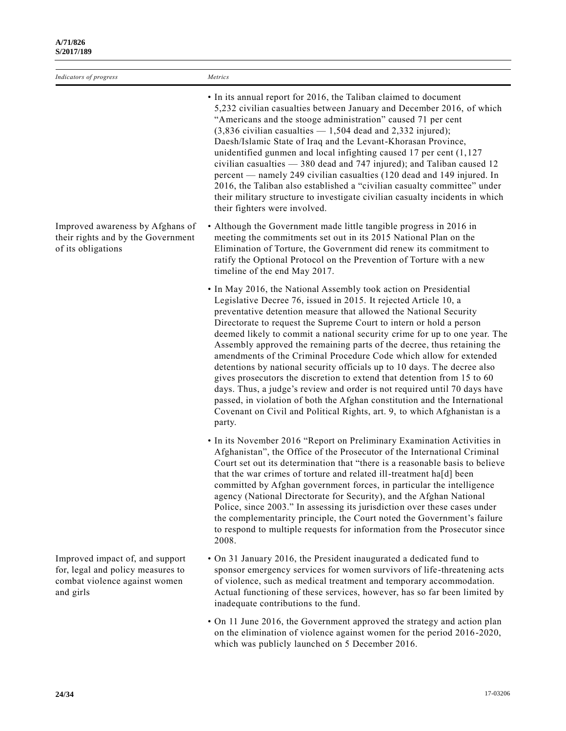| *Indicators of progress* | *Metrics* |
|---|---|
| | • In its annual report for 2016, the Taliban claimed to document 5,232 civilian casualties between January and December 2016, of which "Americans and the stooge administration" caused 71 per cent (3,836 civilian casualties — 1,504 dead and 2,332 injured); Daesh/Islamic State of Iraq and the Levant-Khorasan Province, unidentified gunmen and local infighting caused 17 per cent (1,127 civilian casualties — 380 dead and 747 injured); and Taliban caused 12 percent — namely 249 civilian casualties (120 dead and 149 injured. In 2016, the Taliban also established a "civilian casualty committee" under their military structure to investigate civilian casualty incidents in which their fighters were involved. |
| Improved awareness by Afghans of their rights and by the Government of its obligations | • Although the Government made little tangible progress in 2016 in meeting the commitments set out in its 2015 National Plan on the Elimination of Torture, the Government did renew its commitment to ratify the Optional Protocol on the Prevention of Torture with a new timeline of the end May 2017. |
| | • In May 2016, the National Assembly took action on Presidential Legislative Decree 76, issued in 2015. It rejected Article 10, a preventative detention measure that allowed the National Security Directorate to request the Supreme Court to intern or hold a person deemed likely to commit a national security crime for up to one year. The Assembly approved the remaining parts of the decree, thus retaining the amendments of the Criminal Procedure Code which allow for extended detentions by national security officials up to 10 days. The decree also gives prosecutors the discretion to extend that detention from 15 to 60 days. Thus, a judge's review and order is not required until 70 days have passed, in violation of both the Afghan constitution and the International Covenant on Civil and Political Rights, art. 9, to which Afghanistan is a party. |
| | • In its November 2016 "Report on Preliminary Examination Activities in Afghanistan", the Office of the Prosecutor of the International Criminal Court set out its determination that "there is a reasonable basis to believe that the war crimes of torture and related ill-treatment ha[d] been committed by Afghan government forces, in particular the intelligence agency (National Directorate for Security), and the Afghan National Police, since 2003." In assessing its jurisdiction over these cases under the complementarity principle, the Court noted the Government's failure to respond to multiple requests for information from the Prosecutor since 2008. |
| Improved impact of, and support for, legal and policy measures to combat violence against women and girls | • On 31 January 2016, the President inaugurated a dedicated fund to sponsor emergency services for women survivors of life-threatening acts of violence, such as medical treatment and temporary accommodation. Actual functioning of these services, however, has so far been limited by inadequate contributions to the fund. |
| | • On 11 June 2016, the Government approved the strategy and action plan on the elimination of violence against women for the period 2016-2020, which was publicly launched on 5 December 2016. |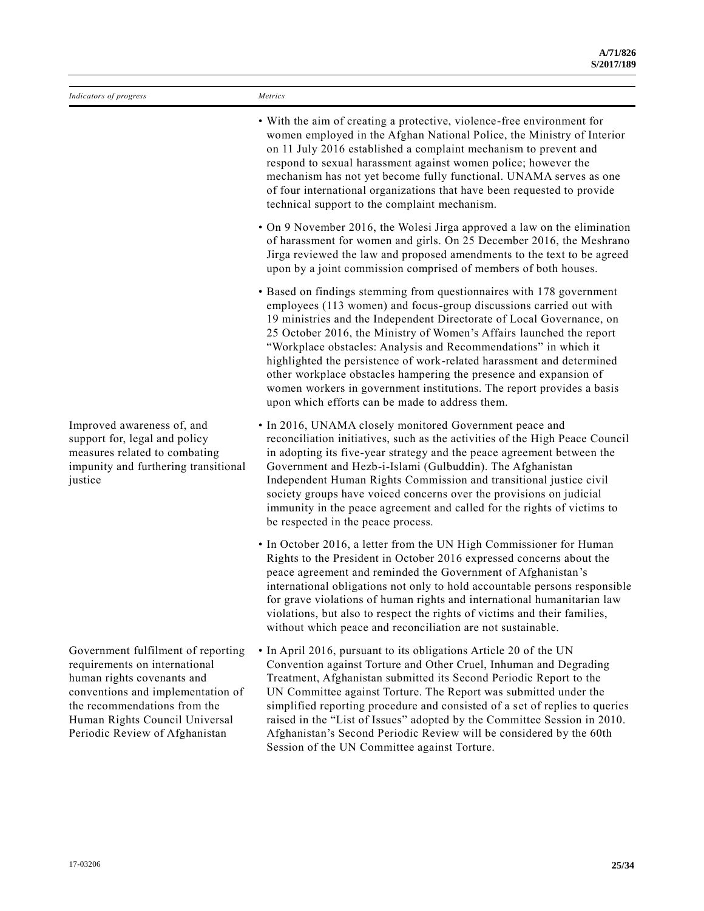| *Indicators of progress* | *Metrics* |
| --- | --- |
| | • With the aim of creating a protective, violence-free environment for women employed in the Afghan National Police, the Ministry of Interior on 11 July 2016 established a complaint mechanism to prevent and respond to sexual harassment against women police; however the mechanism has not yet become fully functional. UNAMA serves as one of four international organizations that have been requested to provide technical support to the complaint mechanism. |
| | • On 9 November 2016, the Wolesi Jirga approved a law on the elimination of harassment for women and girls. On 25 December 2016, the Meshrano Jirga reviewed the law and proposed amendments to the text to be agreed upon by a joint commission comprised of members of both houses. |
| | • Based on findings stemming from questionnaires with 178 government employees (113 women) and focus-group discussions carried out with 19 ministries and the Independent Directorate of Local Governance, on 25 October 2016, the Ministry of Women's Affairs launched the report "Workplace obstacles: Analysis and Recommendations" in which it highlighted the persistence of work-related harassment and determined other workplace obstacles hampering the presence and expansion of women workers in government institutions. The report provides a basis upon which efforts can be made to address them. |
| Improved awareness of, and support for, legal and policy measures related to combating impunity and furthering transitional justice | • In 2016, UNAMA closely monitored Government peace and reconciliation initiatives, such as the activities of the High Peace Council in adopting its five-year strategy and the peace agreement between the Government and Hezb-i-Islami (Gulbuddin). The Afghanistan Independent Human Rights Commission and transitional justice civil society groups have voiced concerns over the provisions on judicial immunity in the peace agreement and called for the rights of victims to be respected in the peace process. |
| | • In October 2016, a letter from the UN High Commissioner for Human Rights to the President in October 2016 expressed concerns about the peace agreement and reminded the Government of Afghanistan's international obligations not only to hold accountable persons responsible for grave violations of human rights and international humanitarian law violations, but also to respect the rights of victims and their families, without which peace and reconciliation are not sustainable. |
| Government fulfilment of reporting requirements on international human rights covenants and conventions and implementation of the recommendations from the Human Rights Council Universal Periodic Review of Afghanistan | • In April 2016, pursuant to its obligations Article 20 of the UN Convention against Torture and Other Cruel, Inhuman and Degrading Treatment, Afghanistan submitted its Second Periodic Report to the UN Committee against Torture. The Report was submitted under the simplified reporting procedure and consisted of a set of replies to queries raised in the "List of Issues" adopted by the Committee Session in 2010. Afghanistan's Second Periodic Review will be considered by the 60th Session of the UN Committee against Torture. |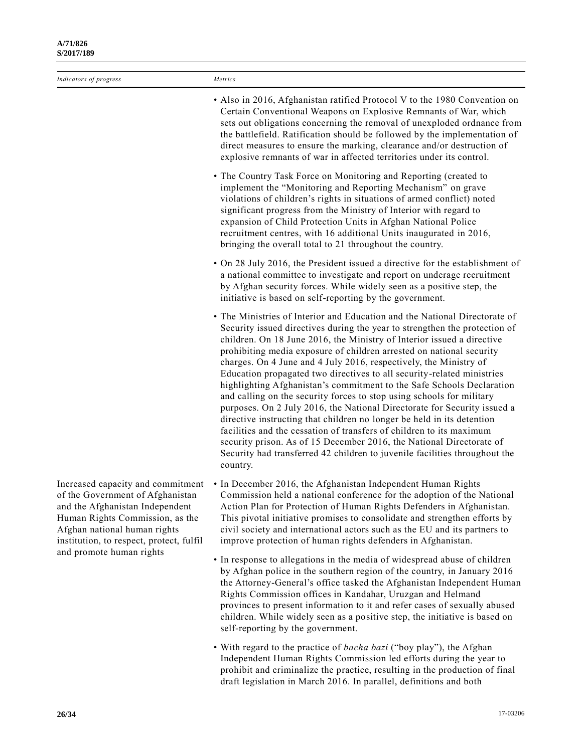| *Indicators of progress* | *Metrics* |
|---|---|
| | • Also in 2016, Afghanistan ratified Protocol V to the 1980 Convention on Certain Conventional Weapons on Explosive Remnants of War, which sets out obligations concerning the removal of unexploded ordnance from the battlefield. Ratification should be followed by the implementation of direct measures to ensure the marking, clearance and/or destruction of explosive remnants of war in affected territories under its control. |
| | • The Country Task Force on Monitoring and Reporting (created to implement the "Monitoring and Reporting Mechanism" on grave violations of children's rights in situations of armed conflict) noted significant progress from the Ministry of Interior with regard to expansion of Child Protection Units in Afghan National Police recruitment centres, with 16 additional Units inaugurated in 2016, bringing the overall total to 21 throughout the country. |
| | • On 28 July 2016, the President issued a directive for the establishment of a national committee to investigate and report on underage recruitment by Afghan security forces. While widely seen as a positive step, the initiative is based on self-reporting by the government. |
| | • The Ministries of Interior and Education and the National Directorate of Security issued directives during the year to strengthen the protection of children. On 18 June 2016, the Ministry of Interior issued a directive prohibiting media exposure of children arrested on national security charges. On 4 June and 4 July 2016, respectively, the Ministry of Education propagated two directives to all security-related ministries highlighting Afghanistan's commitment to the Safe Schools Declaration and calling on the security forces to stop using schools for military purposes. On 2 July 2016, the National Directorate for Security issued a directive instructing that children no longer be held in its detention facilities and the cessation of transfers of children to its maximum security prison. As of 15 December 2016, the National Directorate of Security had transferred 42 children to juvenile facilities throughout the country. |
| Increased capacity and commitment of the Government of Afghanistan and the Afghanistan Independent Human Rights Commission, as the Afghan national human rights institution, to respect, protect, fulfil and promote human rights | • In December 2016, the Afghanistan Independent Human Rights Commission held a national conference for the adoption of the National Action Plan for Protection of Human Rights Defenders in Afghanistan. This pivotal initiative promises to consolidate and strengthen efforts by civil society and international actors such as the EU and its partners to improve protection of human rights defenders in Afghanistan. |
| | • In response to allegations in the media of widespread abuse of children by Afghan police in the southern region of the country, in January 2016 the Attorney-General's office tasked the Afghanistan Independent Human Rights Commission offices in Kandahar, Uruzgan and Helmand provinces to present information to it and refer cases of sexually abused children. While widely seen as a positive step, the initiative is based on self-reporting by the government. |
| | • With regard to the practice of *bacha bazi* ("boy play"), the Afghan Independent Human Rights Commission led efforts during the year to prohibit and criminalize the practice, resulting in the production of final draft legislation in March 2016. In parallel, definitions and both |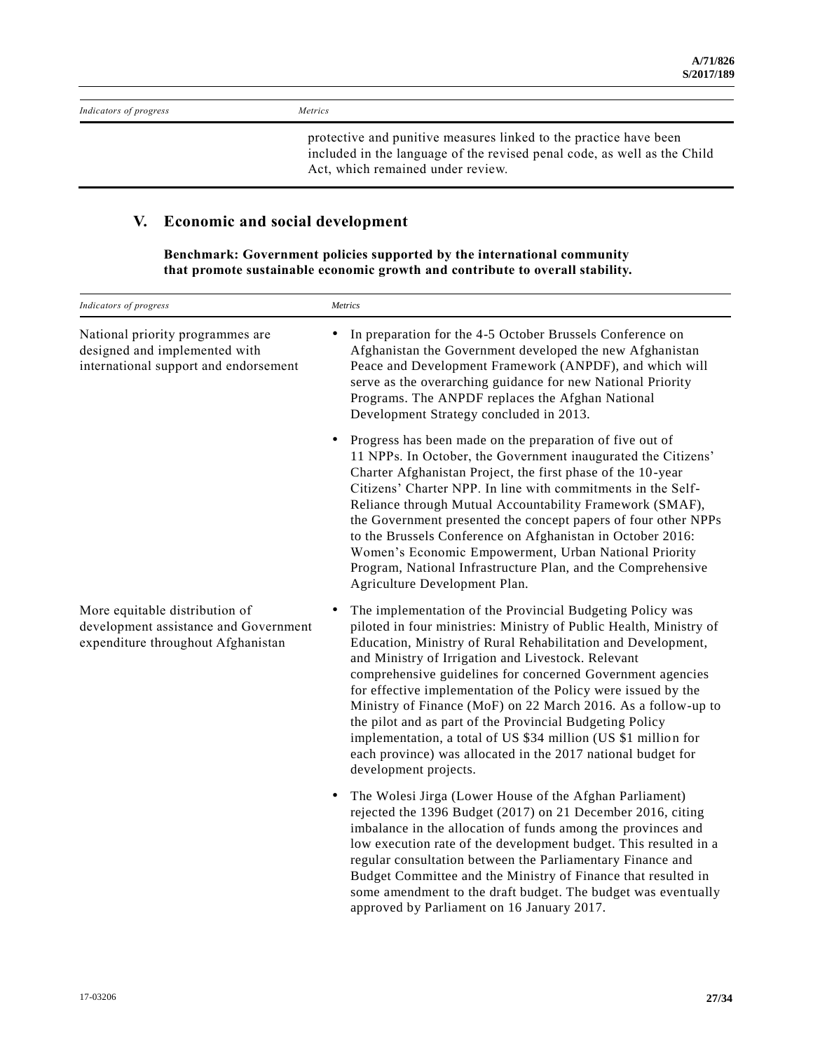| Indicators of progress | Metrics |
|---|---|
| | protective and punitive measures linked to the practice have been included in the language of the revised penal code, as well as the Child Act, which remained under review. |

## V. Economic and social development

**Benchmark: Government policies supported by the international community that promote sustainable economic growth and contribute to overall stability.**

| Indicators of progress | Metrics |
|---|---|
| National priority programmes are designed and implemented with international support and endorsement | • In preparation for the 4-5 October Brussels Conference on Afghanistan the Government developed the new Afghanistan Peace and Development Framework (ANPDF), and which will serve as the overarching guidance for new National Priority Programs. The ANPDF replaces the Afghan National Development Strategy concluded in 2013. |
| | • Progress has been made on the preparation of five out of 11 NPPs. In October, the Government inaugurated the Citizens' Charter Afghanistan Project, the first phase of the 10-year Citizens' Charter NPP. In line with commitments in the Self-Reliance through Mutual Accountability Framework (SMAF), the Government presented the concept papers of four other NPPs to the Brussels Conference on Afghanistan in October 2016: Women's Economic Empowerment, Urban National Priority Program, National Infrastructure Plan, and the Comprehensive Agriculture Development Plan. |
| More equitable distribution of development assistance and Government expenditure throughout Afghanistan | • The implementation of the Provincial Budgeting Policy was piloted in four ministries: Ministry of Public Health, Ministry of Education, Ministry of Rural Rehabilitation and Development, and Ministry of Irrigation and Livestock. Relevant comprehensive guidelines for concerned Government agencies for effective implementation of the Policy were issued by the Ministry of Finance (MoF) on 22 March 2016. As a follow-up to the pilot and as part of the Provincial Budgeting Policy implementation, a total of US $34 million (US $1 million for each province) was allocated in the 2017 national budget for development projects. |
| | • The Wolesi Jirga (Lower House of the Afghan Parliament) rejected the 1396 Budget (2017) on 21 December 2016, citing imbalance in the allocation of funds among the provinces and low execution rate of the development budget. This resulted in a regular consultation between the Parliamentary Finance and Budget Committee and the Ministry of Finance that resulted in some amendment to the draft budget. The budget was eventually approved by Parliament on 16 January 2017. |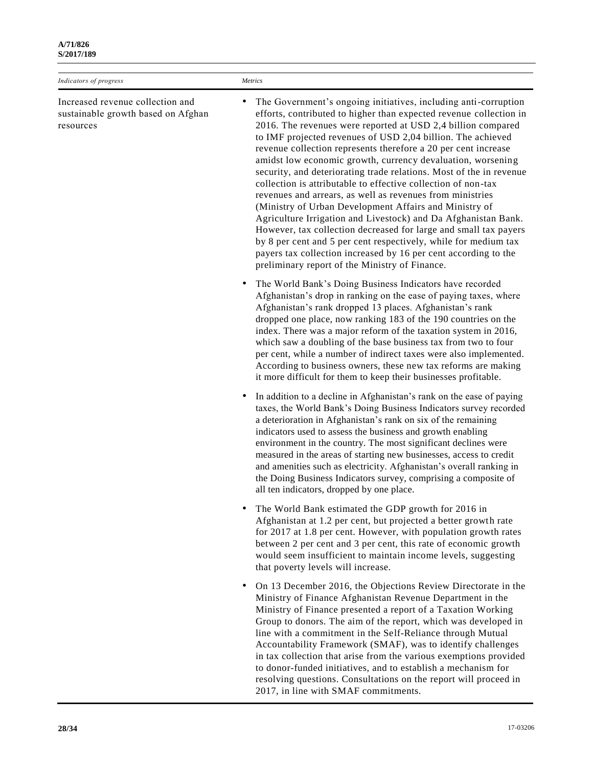| *Indicators of progress* | *Metrics* |
| --- | --- |
| Increased revenue collection and sustainable growth based on Afghan resources | • The Government's ongoing initiatives, including anti-corruption efforts, contributed to higher than expected revenue collection in 2016. The revenues were reported at USD 2,4 billion compared to IMF projected revenues of USD 2,04 billion. The achieved revenue collection represents therefore a 20 per cent increase amidst low economic growth, currency devaluation, worsening security, and deteriorating trade relations. Most of the in revenue collection is attributable to effective collection of non-tax revenues and arrears, as well as revenues from ministries (Ministry of Urban Development Affairs and Ministry of Agriculture Irrigation and Livestock) and Da Afghanistan Bank. However, tax collection decreased for large and small tax payers by 8 per cent and 5 per cent respectively, while for medium tax payers tax collection increased by 16 per cent according to the preliminary report of the Ministry of Finance.<br><br>• The World Bank's Doing Business Indicators have recorded Afghanistan's drop in ranking on the ease of paying taxes, where Afghanistan's rank dropped 13 places. Afghanistan's rank dropped one place, now ranking 183 of the 190 countries on the index. There was a major reform of the taxation system in 2016, which saw a doubling of the base business tax from two to four per cent, while a number of indirect taxes were also implemented. According to business owners, these new tax reforms are making it more difficult for them to keep their businesses profitable.<br><br>• In addition to a decline in Afghanistan's rank on the ease of paying taxes, the World Bank's Doing Business Indicators survey recorded a deterioration in Afghanistan's rank on six of the remaining indicators used to assess the business and growth enabling environment in the country. The most significant declines were measured in the areas of starting new businesses, access to credit and amenities such as electricity. Afghanistan's overall ranking in the Doing Business Indicators survey, comprising a composite of all ten indicators, dropped by one place.<br><br>• The World Bank estimated the GDP growth for 2016 in Afghanistan at 1.2 per cent, but projected a better growth rate for 2017 at 1.8 per cent. However, with population growth rates between 2 per cent and 3 per cent, this rate of economic growth would seem insufficient to maintain income levels, suggesting that poverty levels will increase.<br><br>• On 13 December 2016, the Objections Review Directorate in the Ministry of Finance Afghanistan Revenue Department in the Ministry of Finance presented a report of a Taxation Working Group to donors. The aim of the report, which was developed in line with a commitment in the Self-Reliance through Mutual Accountability Framework (SMAF), was to identify challenges in tax collection that arise from the various exemptions provided to donor-funded initiatives, and to establish a mechanism for resolving questions. Consultations on the report will proceed in 2017, in line with SMAF commitments. |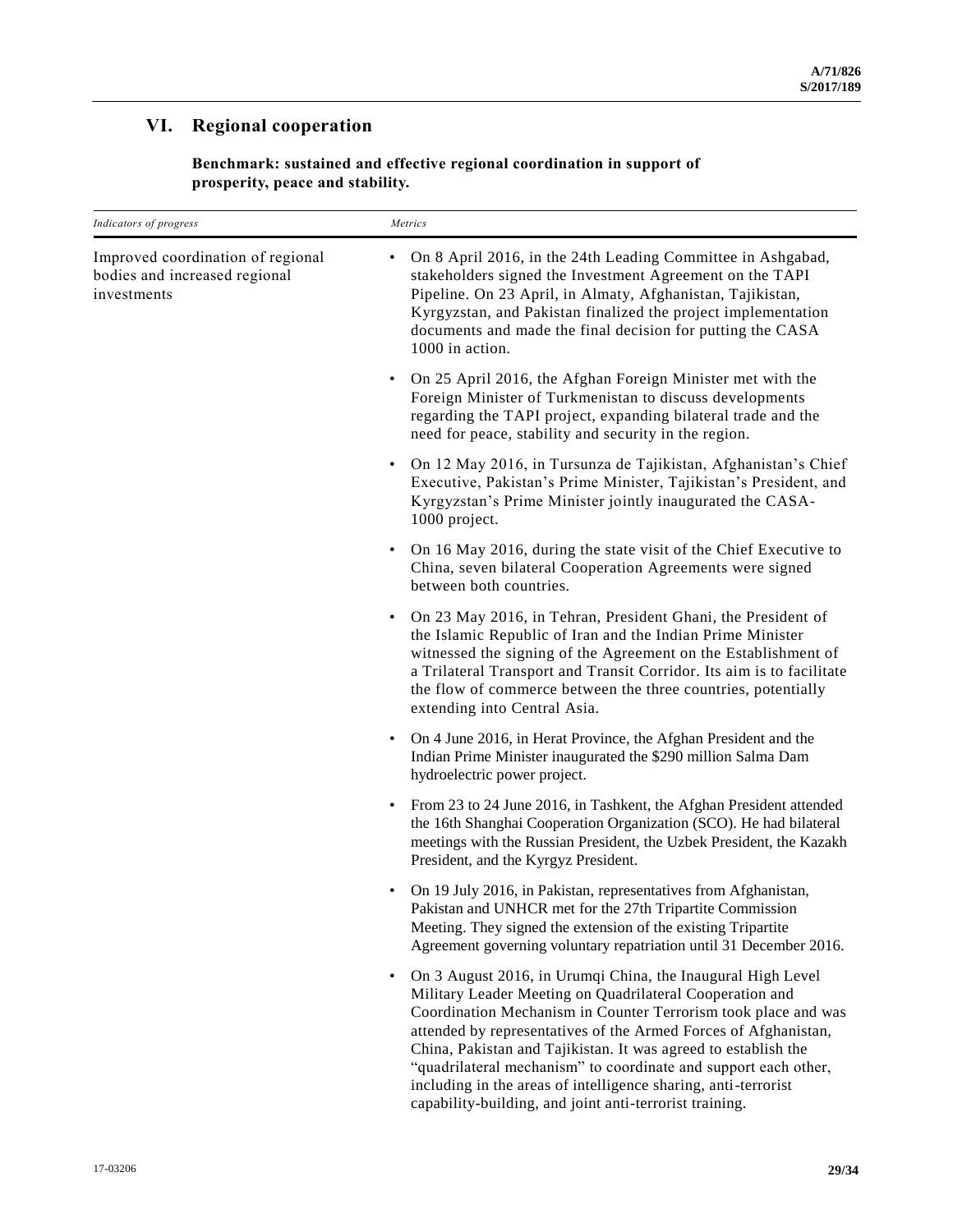## VI. Regional cooperation

**Benchmark: sustained and effective regional coordination in support of prosperity, peace and stability.**

| *Indicators of progress* | *Metrics* |
|---|---|
| Improved coordination of regional bodies and increased regional investments | • On 8 April 2016, in the 24th Leading Committee in Ashgabad, stakeholders signed the Investment Agreement on the TAPI Pipeline. On 23 April, in Almaty, Afghanistan, Tajikistan, Kyrgyzstan, and Pakistan finalized the project implementation documents and made the final decision for putting the CASA 1000 in action. |
| | • On 25 April 2016, the Afghan Foreign Minister met with the Foreign Minister of Turkmenistan to discuss developments regarding the TAPI project, expanding bilateral trade and the need for peace, stability and security in the region. |
| | • On 12 May 2016, in Tursunza de Tajikistan, Afghanistan's Chief Executive, Pakistan's Prime Minister, Tajikistan's President, and Kyrgyzstan's Prime Minister jointly inaugurated the CASA-1000 project. |
| | • On 16 May 2016, during the state visit of the Chief Executive to China, seven bilateral Cooperation Agreements were signed between both countries. |
| | • On 23 May 2016, in Tehran, President Ghani, the President of the Islamic Republic of Iran and the Indian Prime Minister witnessed the signing of the Agreement on the Establishment of a Trilateral Transport and Transit Corridor. Its aim is to facilitate the flow of commerce between the three countries, potentially extending into Central Asia. |
| | • On 4 June 2016, in Herat Province, the Afghan President and the Indian Prime Minister inaugurated the $290 million Salma Dam hydroelectric power project. |
| | • From 23 to 24 June 2016, in Tashkent, the Afghan President attended the 16th Shanghai Cooperation Organization (SCO). He had bilateral meetings with the Russian President, the Uzbek President, the Kazakh President, and the Kyrgyz President. |
| | • On 19 July 2016, in Pakistan, representatives from Afghanistan, Pakistan and UNHCR met for the 27th Tripartite Commission Meeting. They signed the extension of the existing Tripartite Agreement governing voluntary repatriation until 31 December 2016. |
| | • On 3 August 2016, in Urumqi China, the Inaugural High Level Military Leader Meeting on Quadrilateral Cooperation and Coordination Mechanism in Counter Terrorism took place and was attended by representatives of the Armed Forces of Afghanistan, China, Pakistan and Tajikistan. It was agreed to establish the "quadrilateral mechanism" to coordinate and support each other, including in the areas of intelligence sharing, anti-terrorist capability-building, and joint anti-terrorist training. |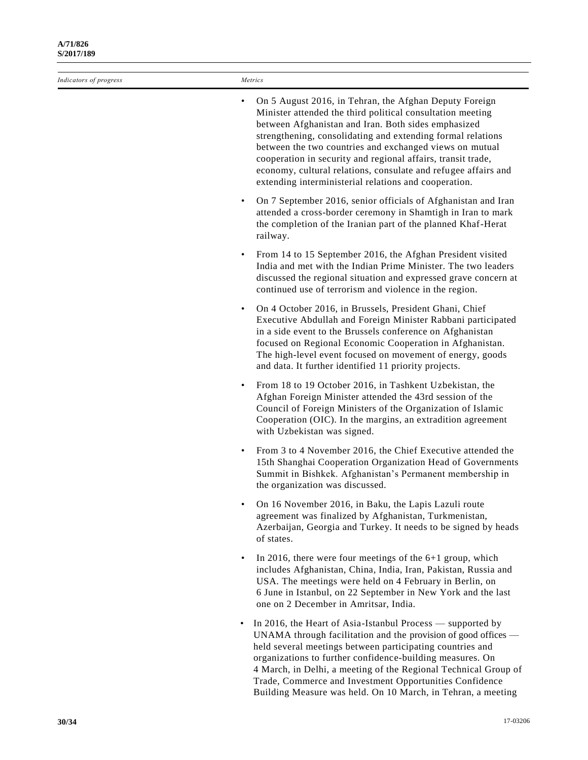| *Indicators of progress* | *Metrics* |
|---|---|
| | • On 5 August 2016, in Tehran, the Afghan Deputy Foreign Minister attended the third political consultation meeting between Afghanistan and Iran. Both sides emphasized strengthening, consolidating and extending formal relations between the two countries and exchanged views on mutual cooperation in security and regional affairs, transit trade, economy, cultural relations, consulate and refugee affairs and extending interministerial relations and cooperation. |
| | • On 7 September 2016, senior officials of Afghanistan and Iran attended a cross-border ceremony in Shamtigh in Iran to mark the completion of the Iranian part of the planned Khaf-Herat railway. |
| | • From 14 to 15 September 2016, the Afghan President visited India and met with the Indian Prime Minister. The two leaders discussed the regional situation and expressed grave concern at continued use of terrorism and violence in the region. |
| | • On 4 October 2016, in Brussels, President Ghani, Chief Executive Abdullah and Foreign Minister Rabbani participated in a side event to the Brussels conference on Afghanistan focused on Regional Economic Cooperation in Afghanistan. The high-level event focused on movement of energy, goods and data. It further identified 11 priority projects. |
| | • From 18 to 19 October 2016, in Tashkent Uzbekistan, the Afghan Foreign Minister attended the 43rd session of the Council of Foreign Ministers of the Organization of Islamic Cooperation (OIC). In the margins, an extradition agreement with Uzbekistan was signed. |
| | • From 3 to 4 November 2016, the Chief Executive attended the 15th Shanghai Cooperation Organization Head of Governments Summit in Bishkek. Afghanistan's Permanent membership in the organization was discussed. |
| | • On 16 November 2016, in Baku, the Lapis Lazuli route agreement was finalized by Afghanistan, Turkmenistan, Azerbaijan, Georgia and Turkey. It needs to be signed by heads of states. |
| | • In 2016, there were four meetings of the 6+1 group, which includes Afghanistan, China, India, Iran, Pakistan, Russia and USA. The meetings were held on 4 February in Berlin, on 6 June in Istanbul, on 22 September in New York and the last one on 2 December in Amritsar, India. |
| | • In 2016, the Heart of Asia-Istanbul Process — supported by UNAMA through facilitation and the provision of good offices — held several meetings between participating countries and organizations to further confidence-building measures. On 4 March, in Delhi, a meeting of the Regional Technical Group of Trade, Commerce and Investment Opportunities Confidence Building Measure was held. On 10 March, in Tehran, a meeting |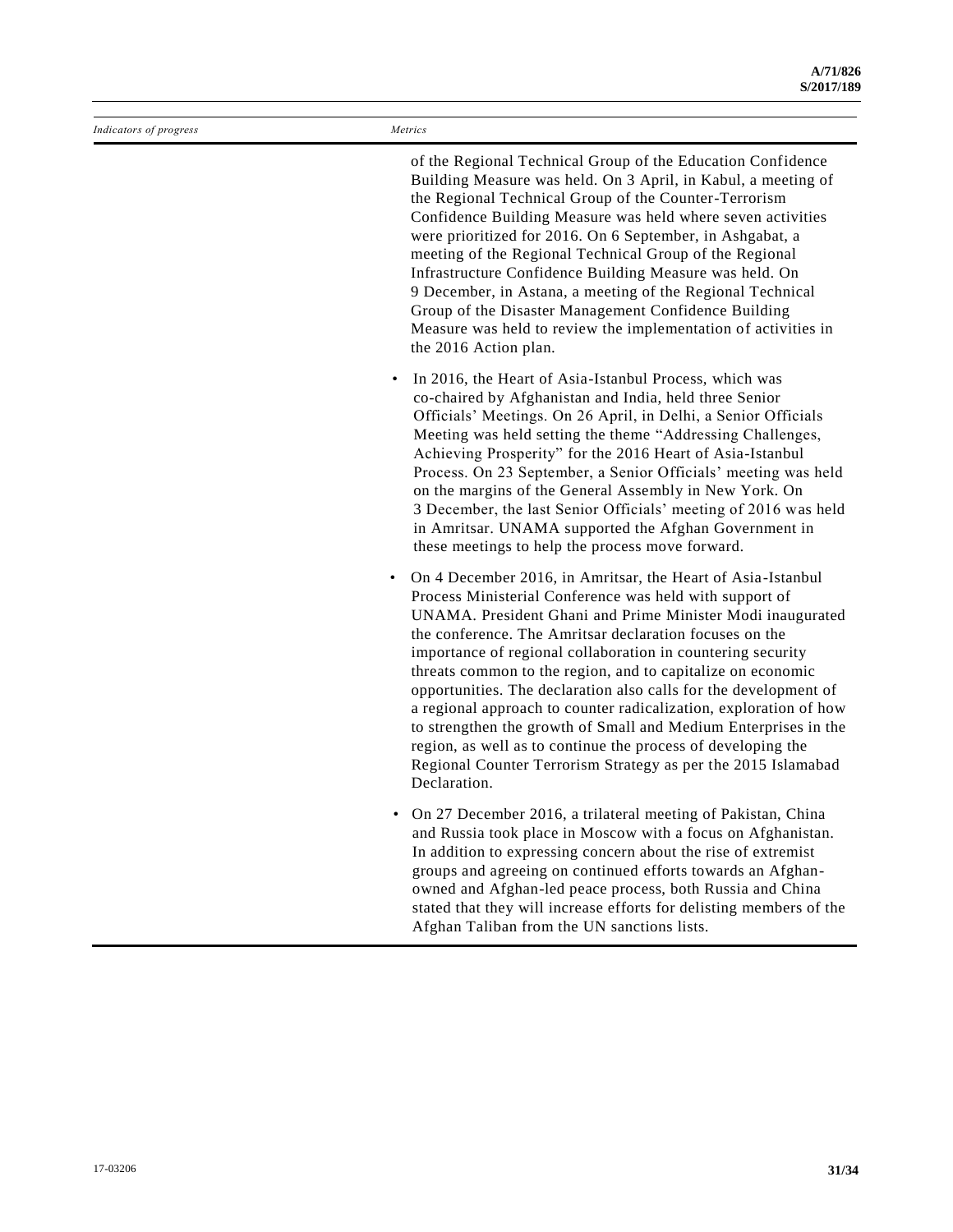| Indicators of progress | Metrics |
|---|---|
| | of the Regional Technical Group of the Education Confidence Building Measure was held. On 3 April, in Kabul, a meeting of the Regional Technical Group of the Counter-Terrorism Confidence Building Measure was held where seven activities were prioritized for 2016. On 6 September, in Ashgabat, a meeting of the Regional Technical Group of the Regional Infrastructure Confidence Building Measure was held. On 9 December, in Astana, a meeting of the Regional Technical Group of the Disaster Management Confidence Building Measure was held to review the implementation of activities in the 2016 Action plan. |
| | • In 2016, the Heart of Asia-Istanbul Process, which was co-chaired by Afghanistan and India, held three Senior Officials' Meetings. On 26 April, in Delhi, a Senior Officials Meeting was held setting the theme "Addressing Challenges, Achieving Prosperity" for the 2016 Heart of Asia-Istanbul Process. On 23 September, a Senior Officials' meeting was held on the margins of the General Assembly in New York. On 3 December, the last Senior Officials' meeting of 2016 was held in Amritsar. UNAMA supported the Afghan Government in these meetings to help the process move forward. |
| | • On 4 December 2016, in Amritsar, the Heart of Asia-Istanbul Process Ministerial Conference was held with support of UNAMA. President Ghani and Prime Minister Modi inaugurated the conference. The Amritsar declaration focuses on the importance of regional collaboration in countering security threats common to the region, and to capitalize on economic opportunities. The declaration also calls for the development of a regional approach to counter radicalization, exploration of how to strengthen the growth of Small and Medium Enterprises in the region, as well as to continue the process of developing the Regional Counter Terrorism Strategy as per the 2015 Islamabad Declaration. |
| | • On 27 December 2016, a trilateral meeting of Pakistan, China and Russia took place in Moscow with a focus on Afghanistan. In addition to expressing concern about the rise of extremist groups and agreeing on continued efforts towards an Afghan-owned and Afghan-led peace process, both Russia and China stated that they will increase efforts for delisting members of the Afghan Taliban from the UN sanctions lists. |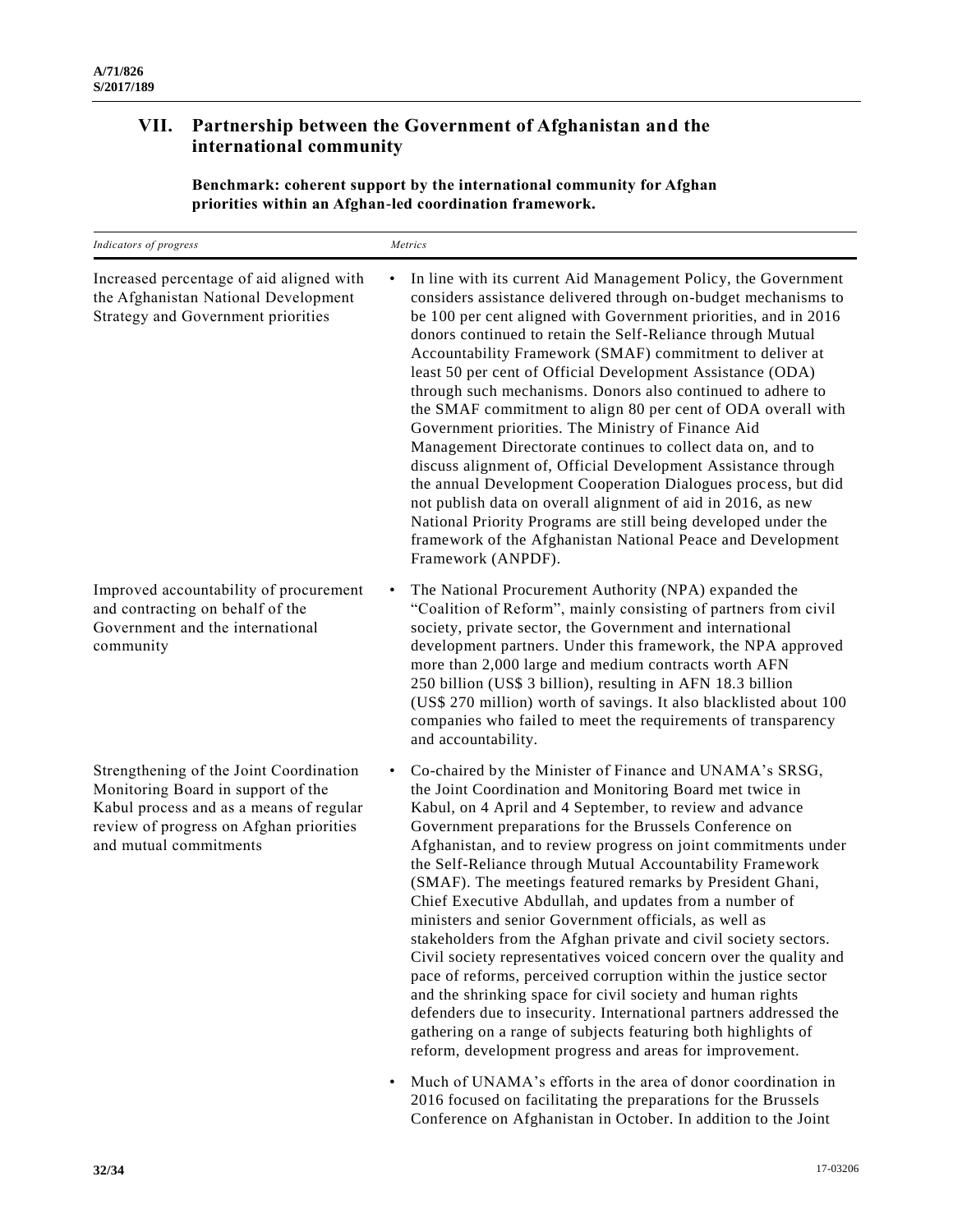## VII. Partnership between the Government of Afghanistan and the international community

**Benchmark: coherent support by the international community for Afghan priorities within an Afghan-led coordination framework.**

| *Indicators of progress* | *Metrics* |
|---|---|
| Increased percentage of aid aligned with the Afghanistan National Development Strategy and Government priorities | • In line with its current Aid Management Policy, the Government considers assistance delivered through on-budget mechanisms to be 100 per cent aligned with Government priorities, and in 2016 donors continued to retain the Self-Reliance through Mutual Accountability Framework (SMAF) commitment to deliver at least 50 per cent of Official Development Assistance (ODA) through such mechanisms. Donors also continued to adhere to the SMAF commitment to align 80 per cent of ODA overall with Government priorities. The Ministry of Finance Aid Management Directorate continues to collect data on, and to discuss alignment of, Official Development Assistance through the annual Development Cooperation Dialogues process, but did not publish data on overall alignment of aid in 2016, as new National Priority Programs are still being developed under the framework of the Afghanistan National Peace and Development Framework (ANPDF). |
| Improved accountability of procurement and contracting on behalf of the Government and the international community | • The National Procurement Authority (NPA) expanded the "Coalition of Reform", mainly consisting of partners from civil society, private sector, the Government and international development partners. Under this framework, the NPA approved more than 2,000 large and medium contracts worth AFN 250 billion (US$ 3 billion), resulting in AFN 18.3 billion (US$ 270 million) worth of savings. It also blacklisted about 100 companies who failed to meet the requirements of transparency and accountability. |
| Strengthening of the Joint Coordination Monitoring Board in support of the Kabul process and as a means of regular review of progress on Afghan priorities and mutual commitments | • Co-chaired by the Minister of Finance and UNAMA's SRSG, the Joint Coordination and Monitoring Board met twice in Kabul, on 4 April and 4 September, to review and advance Government preparations for the Brussels Conference on Afghanistan, and to review progress on joint commitments under the Self-Reliance through Mutual Accountability Framework (SMAF). The meetings featured remarks by President Ghani, Chief Executive Abdullah, and updates from a number of ministers and senior Government officials, as well as stakeholders from the Afghan private and civil society sectors. Civil society representatives voiced concern over the quality and pace of reforms, perceived corruption within the justice sector and the shrinking space for civil society and human rights defenders due to insecurity. International partners addressed the gathering on a range of subjects featuring both highlights of reform, development progress and areas for improvement. |
| | • Much of UNAMA's efforts in the area of donor coordination in 2016 focused on facilitating the preparations for the Brussels Conference on Afghanistan in October. In addition to the Joint |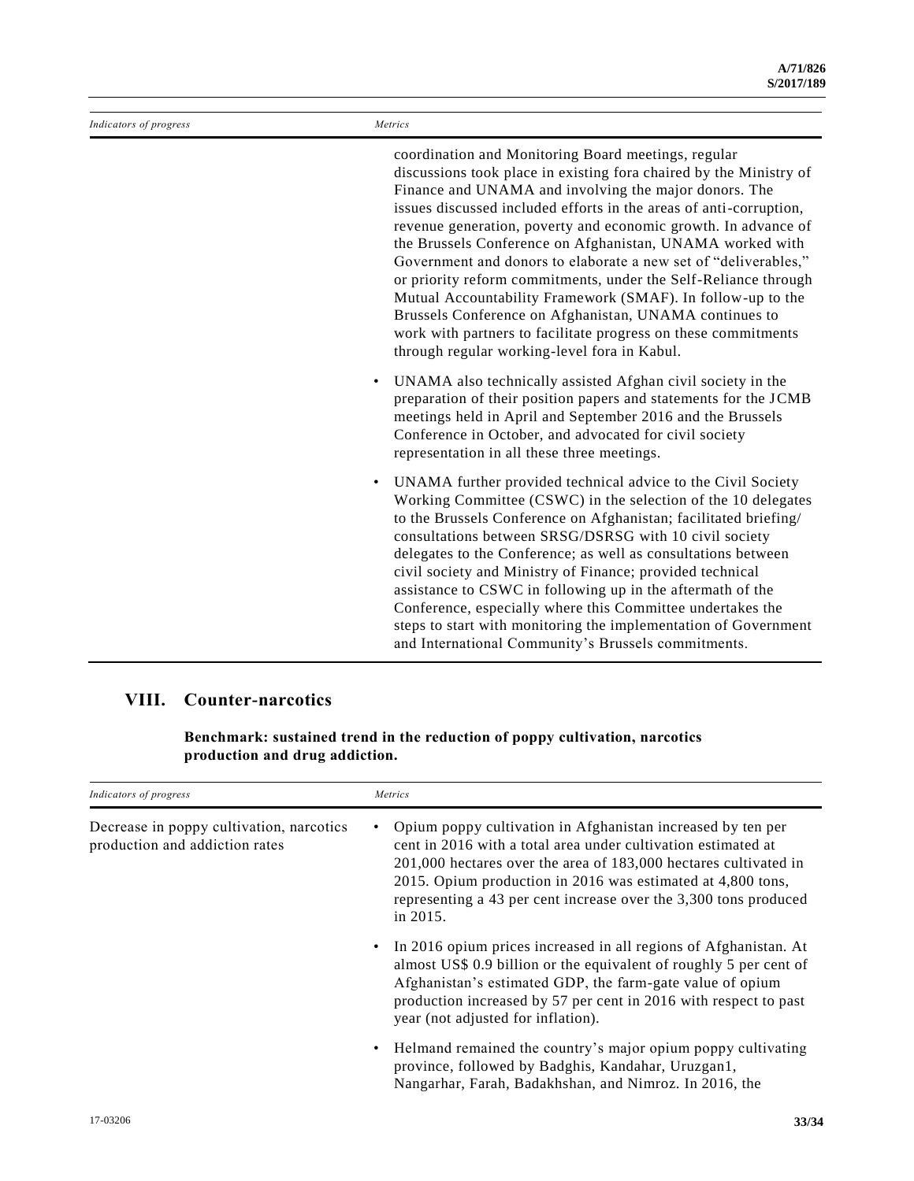| Indicators of progress | Metrics |
| --- | --- |
| | coordination and Monitoring Board meetings, regular discussions took place in existing fora chaired by the Ministry of Finance and UNAMA and involving the major donors. The issues discussed included efforts in the areas of anti-corruption, revenue generation, poverty and economic growth. In advance of the Brussels Conference on Afghanistan, UNAMA worked with Government and donors to elaborate a new set of "deliverables," or priority reform commitments, under the Self-Reliance through Mutual Accountability Framework (SMAF). In follow-up to the Brussels Conference on Afghanistan, UNAMA continues to work with partners to facilitate progress on these commitments through regular working-level fora in Kabul. |
| | • UNAMA also technically assisted Afghan civil society in the preparation of their position papers and statements for the JCMB meetings held in April and September 2016 and the Brussels Conference in October, and advocated for civil society representation in all these three meetings. |
| | • UNAMA further provided technical advice to the Civil Society Working Committee (CSWC) in the selection of the 10 delegates to the Brussels Conference on Afghanistan; facilitated briefing/ consultations between SRSG/DSRSG with 10 civil society delegates to the Conference; as well as consultations between civil society and Ministry of Finance; provided technical assistance to CSWC in following up in the aftermath of the Conference, especially where this Committee undertakes the steps to start with monitoring the implementation of Government and International Community's Brussels commitments. |

## VIII. Counter-narcotics

**Benchmark: sustained trend in the reduction of poppy cultivation, narcotics production and drug addiction.**

| Indicators of progress | Metrics |
| --- | --- |
| Decrease in poppy cultivation, narcotics production and addiction rates | • Opium poppy cultivation in Afghanistan increased by ten per cent in 2016 with a total area under cultivation estimated at 201,000 hectares over the area of 183,000 hectares cultivated in 2015. Opium production in 2016 was estimated at 4,800 tons, representing a 43 per cent increase over the 3,300 tons produced in 2015. |
| | • In 2016 opium prices increased in all regions of Afghanistan. At almost US$ 0.9 billion or the equivalent of roughly 5 per cent of Afghanistan's estimated GDP, the farm-gate value of opium production increased by 57 per cent in 2016 with respect to past year (not adjusted for inflation). |
| | • Helmand remained the country's major opium poppy cultivating province, followed by Badghis, Kandahar, Uruzgan1, Nangarhar, Farah, Badakhshan, and Nimroz. In 2016, the |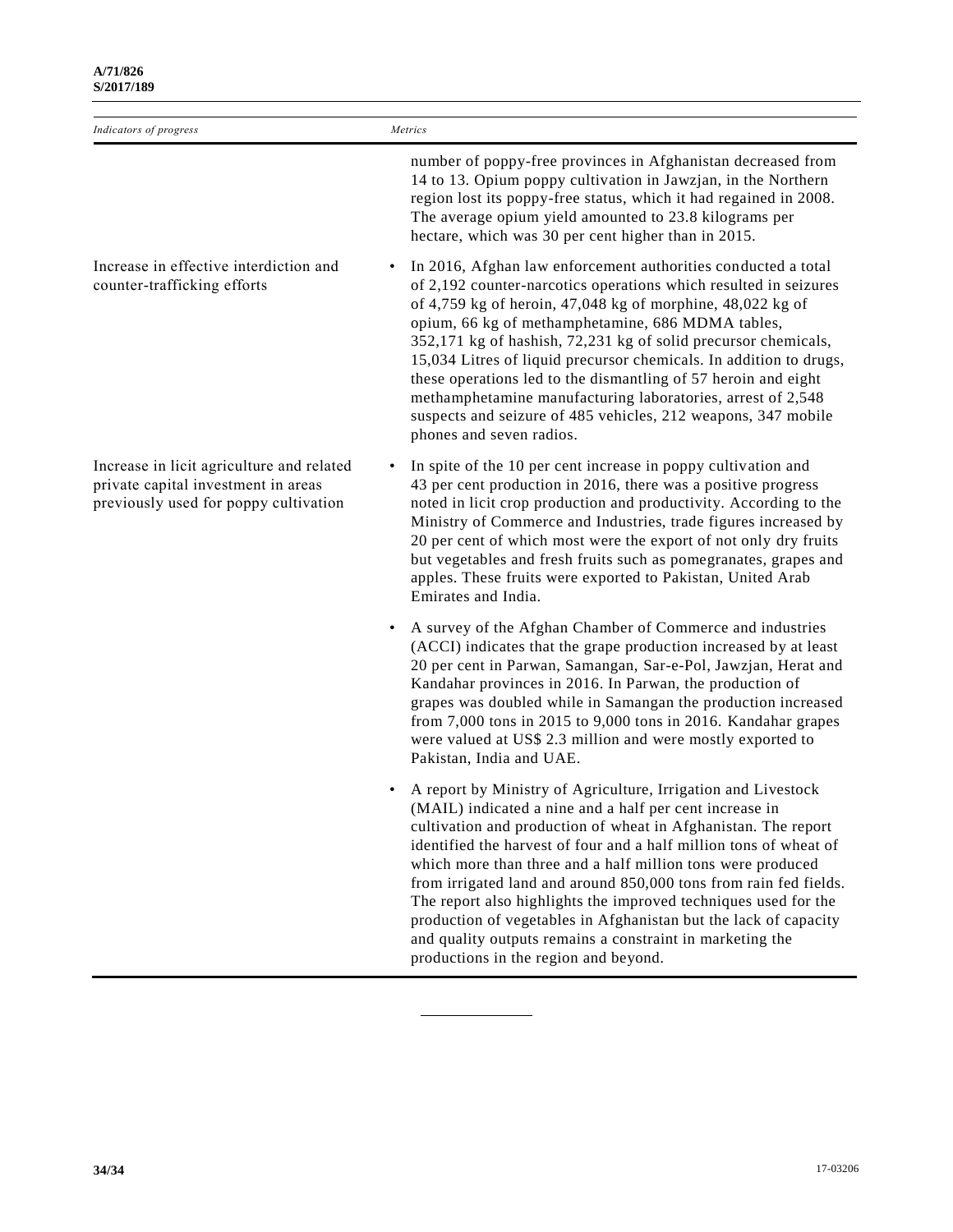| *Indicators of progress* | *Metrics* |
|---|---|
| | number of poppy-free provinces in Afghanistan decreased from 14 to 13. Opium poppy cultivation in Jawzjan, in the Northern region lost its poppy-free status, which it had regained in 2008. The average opium yield amounted to 23.8 kilograms per hectare, which was 30 per cent higher than in 2015. |
| Increase in effective interdiction and counter-trafficking efforts | • In 2016, Afghan law enforcement authorities conducted a total of 2,192 counter-narcotics operations which resulted in seizures of 4,759 kg of heroin, 47,048 kg of morphine, 48,022 kg of opium, 66 kg of methamphetamine, 686 MDMA tables, 352,171 kg of hashish, 72,231 kg of solid precursor chemicals, 15,034 Litres of liquid precursor chemicals. In addition to drugs, these operations led to the dismantling of 57 heroin and eight methamphetamine manufacturing laboratories, arrest of 2,548 suspects and seizure of 485 vehicles, 212 weapons, 347 mobile phones and seven radios. |
| Increase in licit agriculture and related private capital investment in areas previously used for poppy cultivation | • In spite of the 10 per cent increase in poppy cultivation and 43 per cent production in 2016, there was a positive progress noted in licit crop production and productivity. According to the Ministry of Commerce and Industries, trade figures increased by 20 per cent of which most were the export of not only dry fruits but vegetables and fresh fruits such as pomegranates, grapes and apples. These fruits were exported to Pakistan, United Arab Emirates and India. |
| | • A survey of the Afghan Chamber of Commerce and industries (ACCI) indicates that the grape production increased by at least 20 per cent in Parwan, Samangan, Sar-e-Pol, Jawzjan, Herat and Kandahar provinces in 2016. In Parwan, the production of grapes was doubled while in Samangan the production increased from 7,000 tons in 2015 to 9,000 tons in 2016. Kandahar grapes were valued at US$ 2.3 million and were mostly exported to Pakistan, India and UAE. |
| | • A report by Ministry of Agriculture, Irrigation and Livestock (MAIL) indicated a nine and a half per cent increase in cultivation and production of wheat in Afghanistan. The report identified the harvest of four and a half million tons of wheat of which more than three and a half million tons were produced from irrigated land and around 850,000 tons from rain fed fields. The report also highlights the improved techniques used for the production of vegetables in Afghanistan but the lack of capacity and quality outputs remains a constraint in marketing the productions in the region and beyond. |